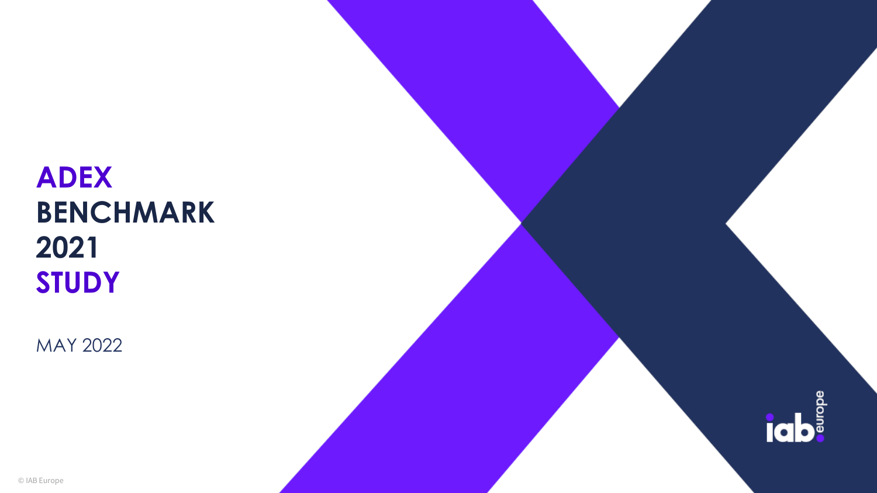# ADEX BENCHMARK 2021 STUDY

MAY 2022

iab europe

© IAB Europe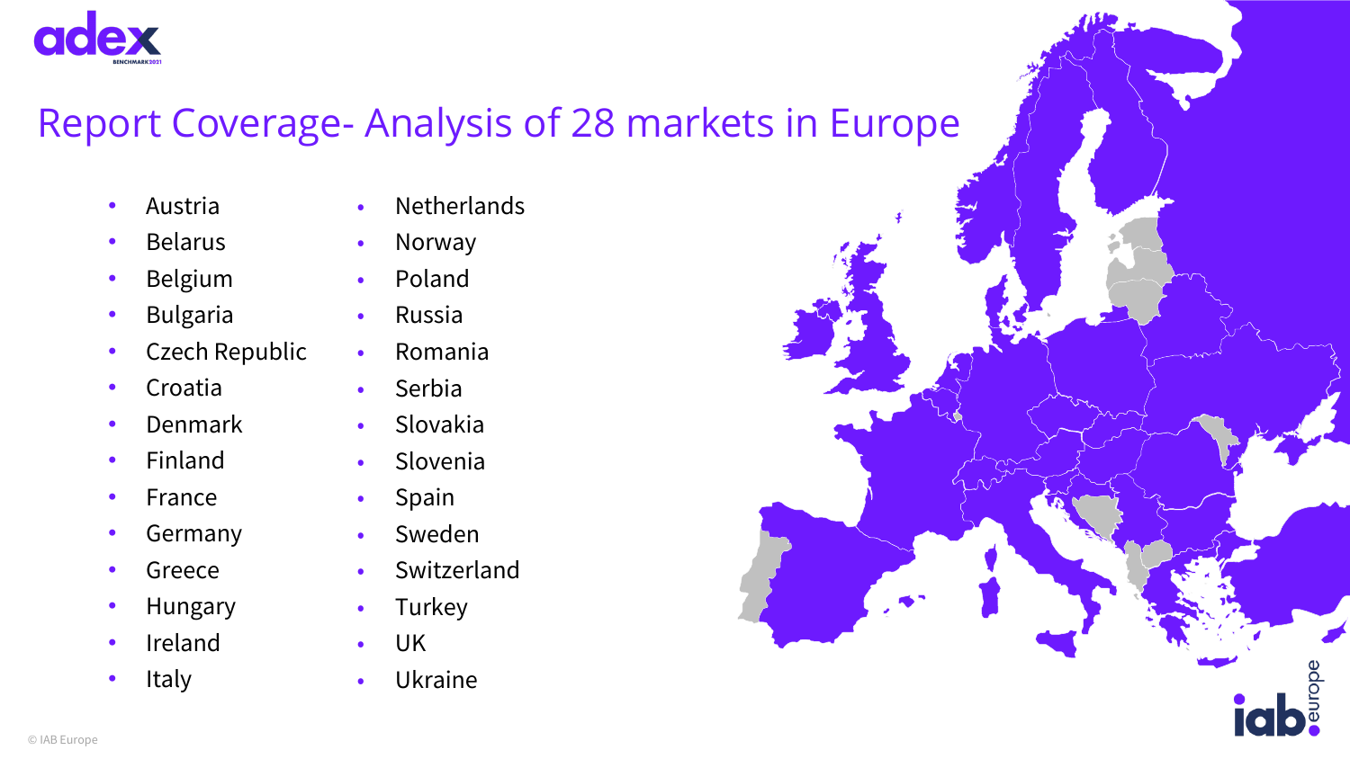# Report Coverage- Analysis of 28 markets in Europe

- Austria
- Belarus
- Belgium
- Bulgaria
- Czech Republic
- Croatia
- Denmark
- Finland
- France
- Germany
- Greece
- Hungary
- Ireland
- Italy
- Netherlands
- Norway
- Poland
- Russia
- Romania
- Serbia
- Slovakia
- Slovenia
- Spain
- Sweden
- Switzerland
- Turkey
- UK
- Ukraine

© IAB Europe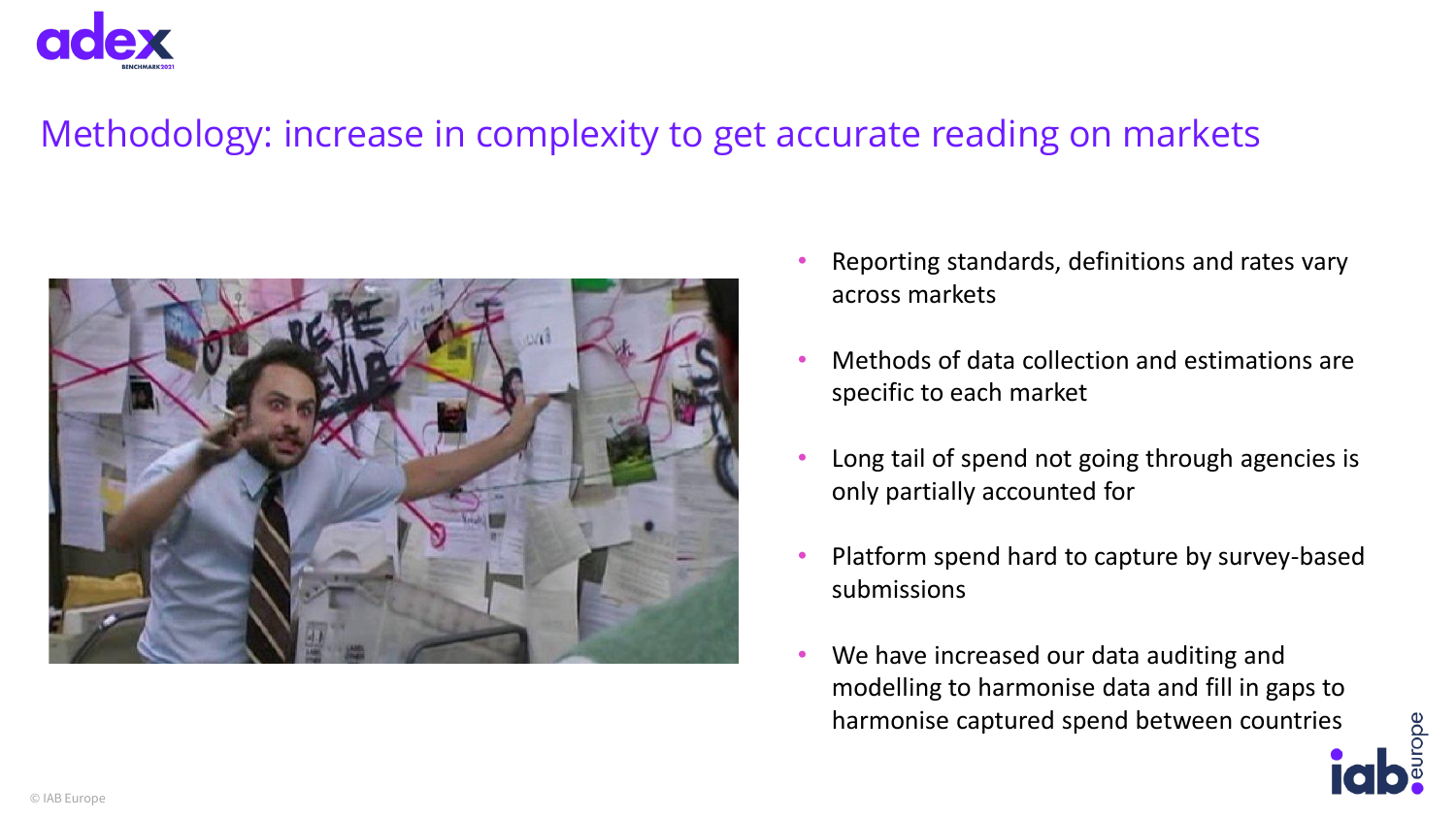# Methodology: increase in complexity to get accurate reading on markets

- Reporting standards, definitions and rates vary across markets
- Methods of data collection and estimations are specific to each market
- Long tail of spend not going through agencies is only partially accounted for
- Platform spend hard to capture by survey-based submissions
- We have increased our data auditing and modelling to harmonise data and fill in gaps to harmonise captured spend between countries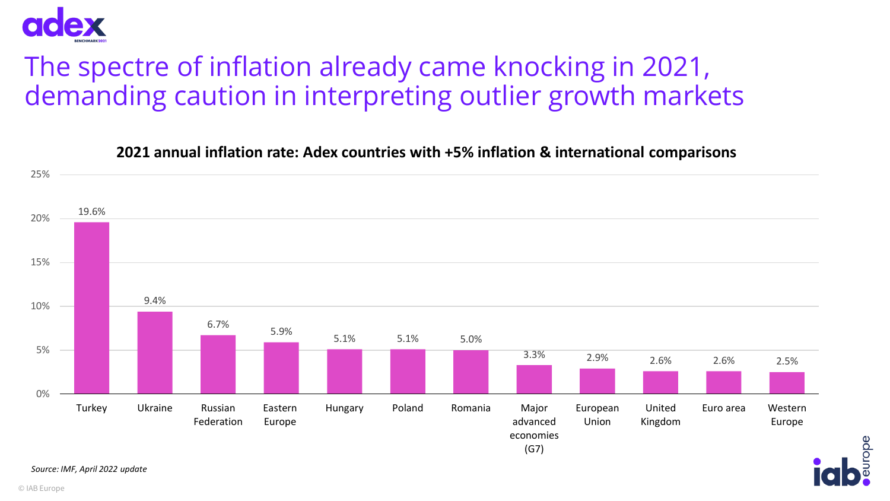# The spectre of inflation already came knocking in 2021, demanding caution in interpreting outlier growth markets

**2021 annual inflation rate: Adex countries with +5% inflation & international comparisons**

| Country / Region | 2021 annual inflation rate |
| --- | --- |
| Turkey | 19.6% |
| Ukraine | 9.4% |
| Russian Federation | 6.7% |
| Eastern Europe | 5.9% |
| Hungary | 5.1% |
| Poland | 5.1% |
| Romania | 5.0% |
| Major advanced economies (G7) | 3.3% |
| European Union | 2.9% |
| United Kingdom | 2.6% |
| Euro area | 2.6% |
| Western Europe | 2.5% |

*Source: IMF, April 2022 update*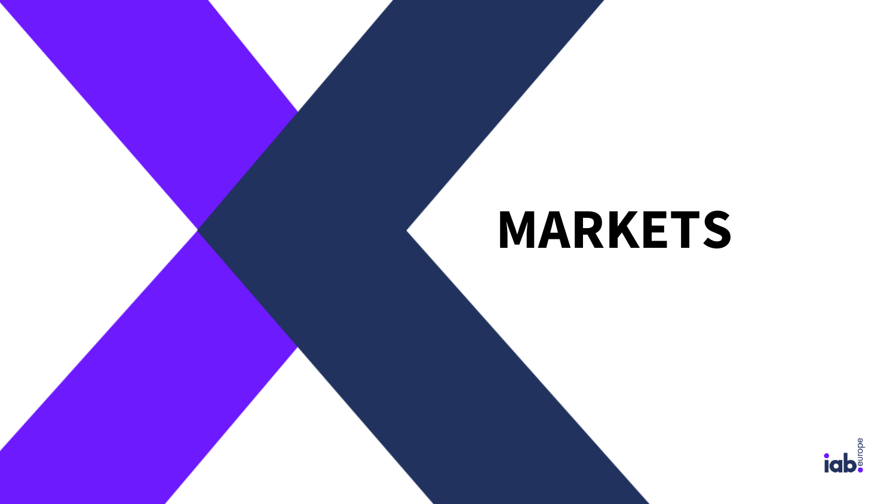# MARKETS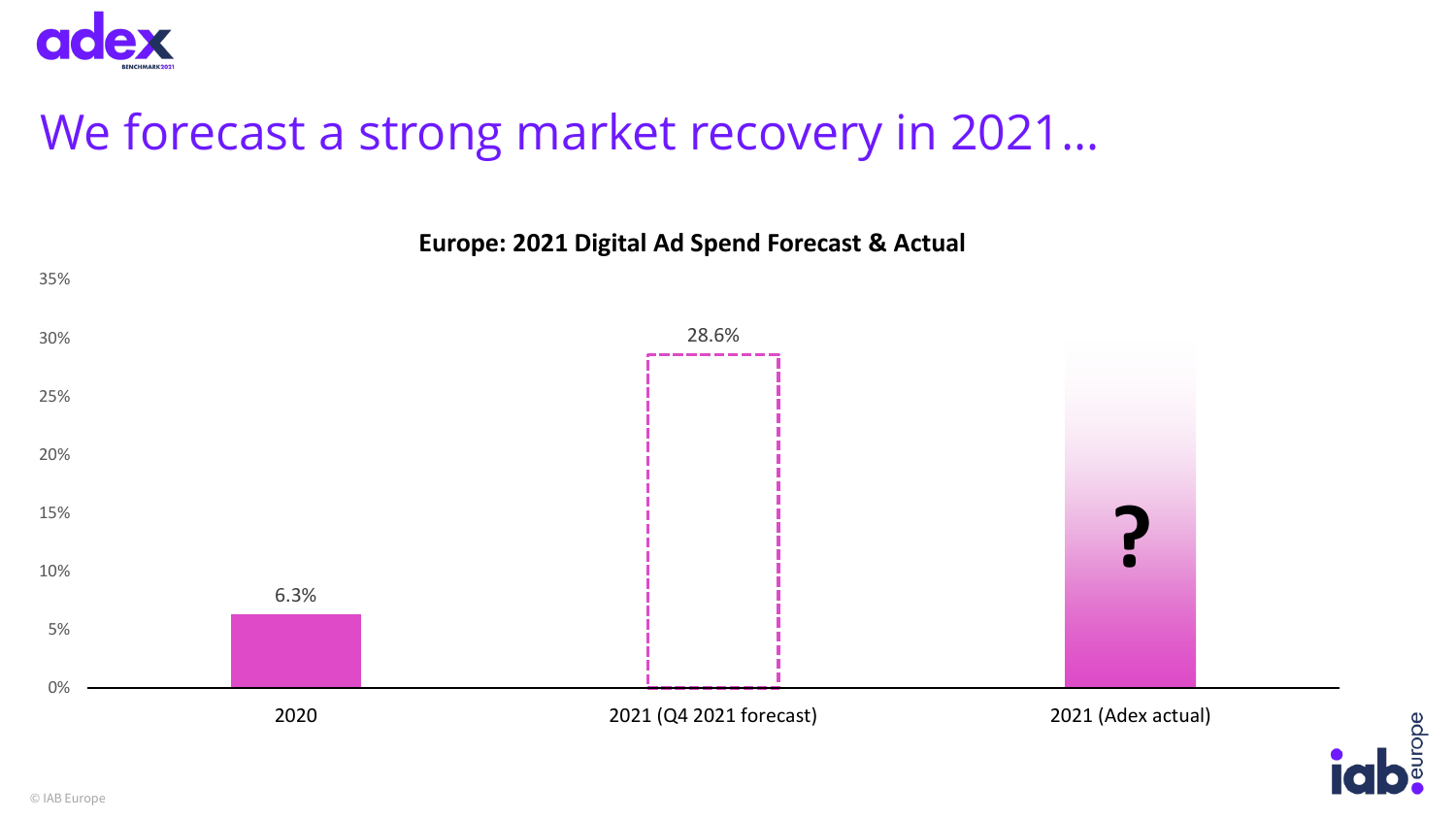# We forecast a strong market recovery in 2021…

**Europe: 2021 Digital Ad Spend Forecast & Actual**

| | 2020 | 2021 (Q4 2021 forecast) | 2021 (Adex actual) |
|---|---|---|---|
| Growth | 6.3% | 28.6% | ? |

© IAB Europe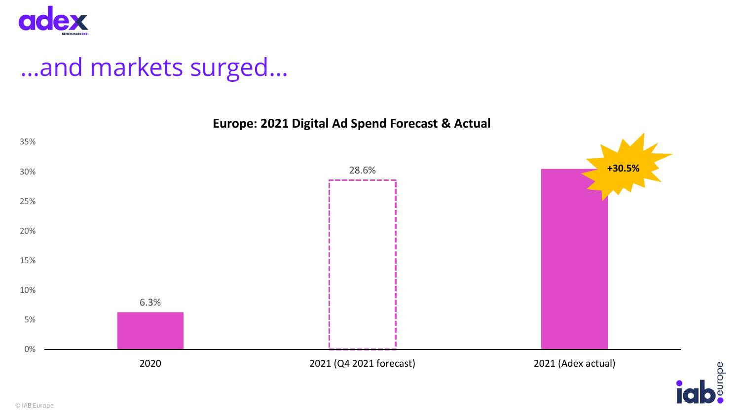# …and markets surged…

**Europe: 2021 Digital Ad Spend Forecast & Actual**

| | Growth |
|---|---|
| 2020 | 6.3% |
| 2021 (Q4 2021 forecast) | 28.6% |
| 2021 (Adex actual) | +30.5% |

© IAB Europe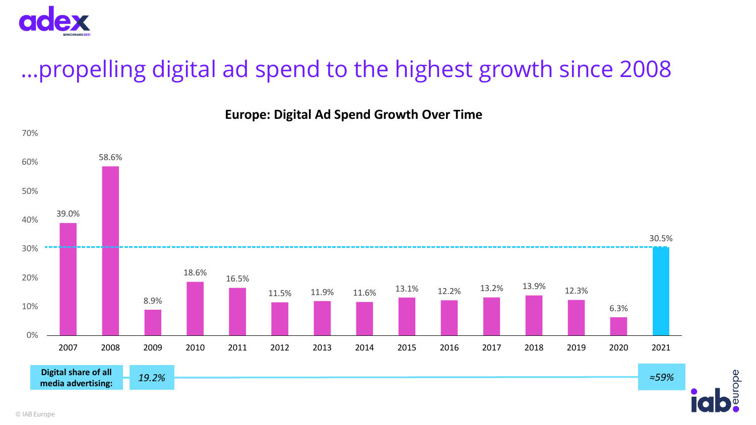# …propelling digital ad spend to the highest growth since 2008

**Europe: Digital Ad Spend Growth Over Time**

| Year | Growth |
|---|---|
| 2007 | 39.0% |
| 2008 | 58.6% |
| 2009 | 8.9% |
| 2010 | 18.6% |
| 2011 | 16.5% |
| 2012 | 11.5% |
| 2013 | 11.9% |
| 2014 | 11.6% |
| 2015 | 13.1% |
| 2016 | 12.2% |
| 2017 | 13.2% |
| 2018 | 13.9% |
| 2019 | 12.3% |
| 2020 | 6.3% |
| 2021 | 30.5% |

**Digital share of all media advertising:** *19.2%* (2007) → *≈59%* (2021)

© IAB Europe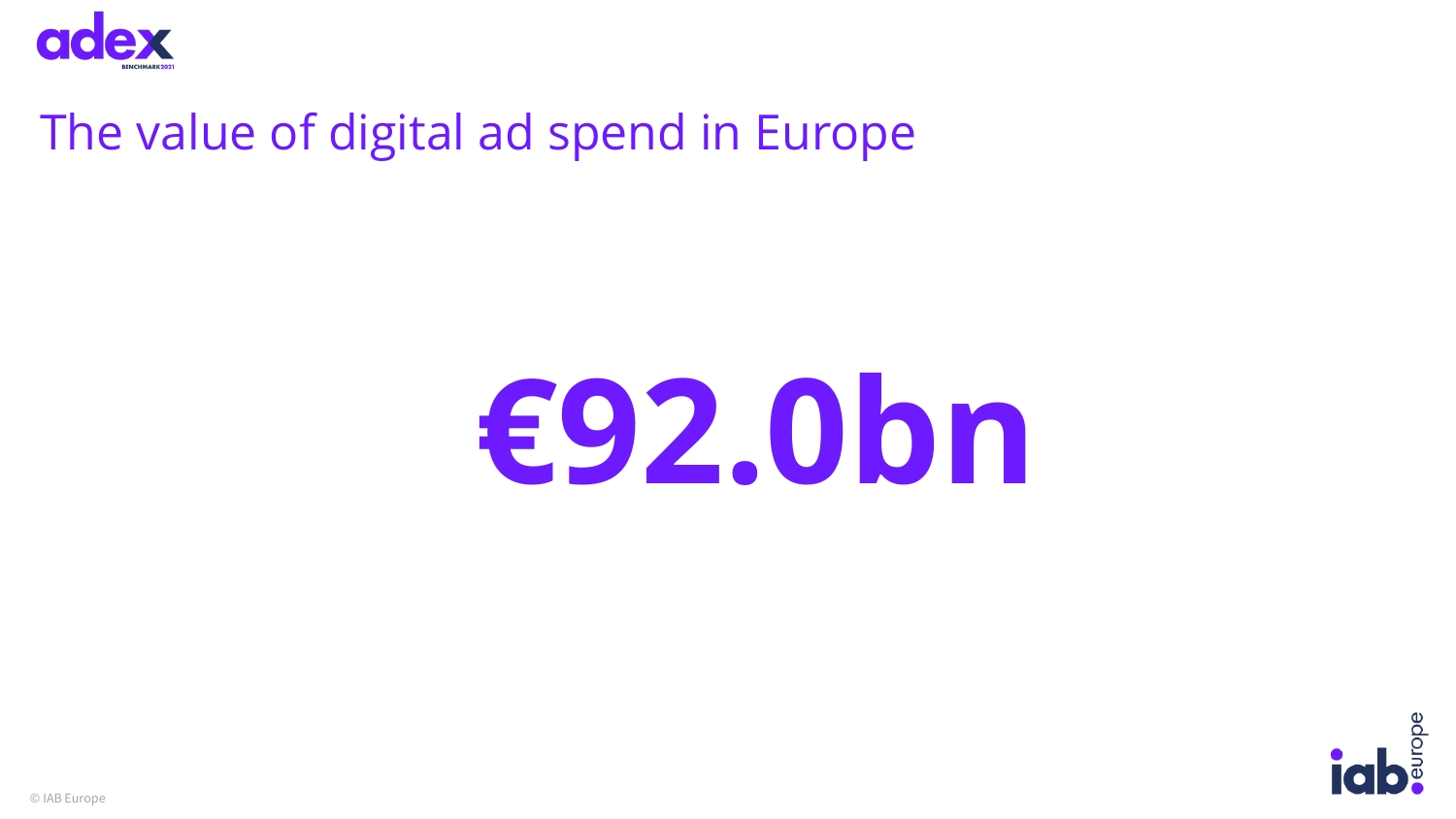# The value of digital ad spend in Europe

**€92.0bn**

© IAB Europe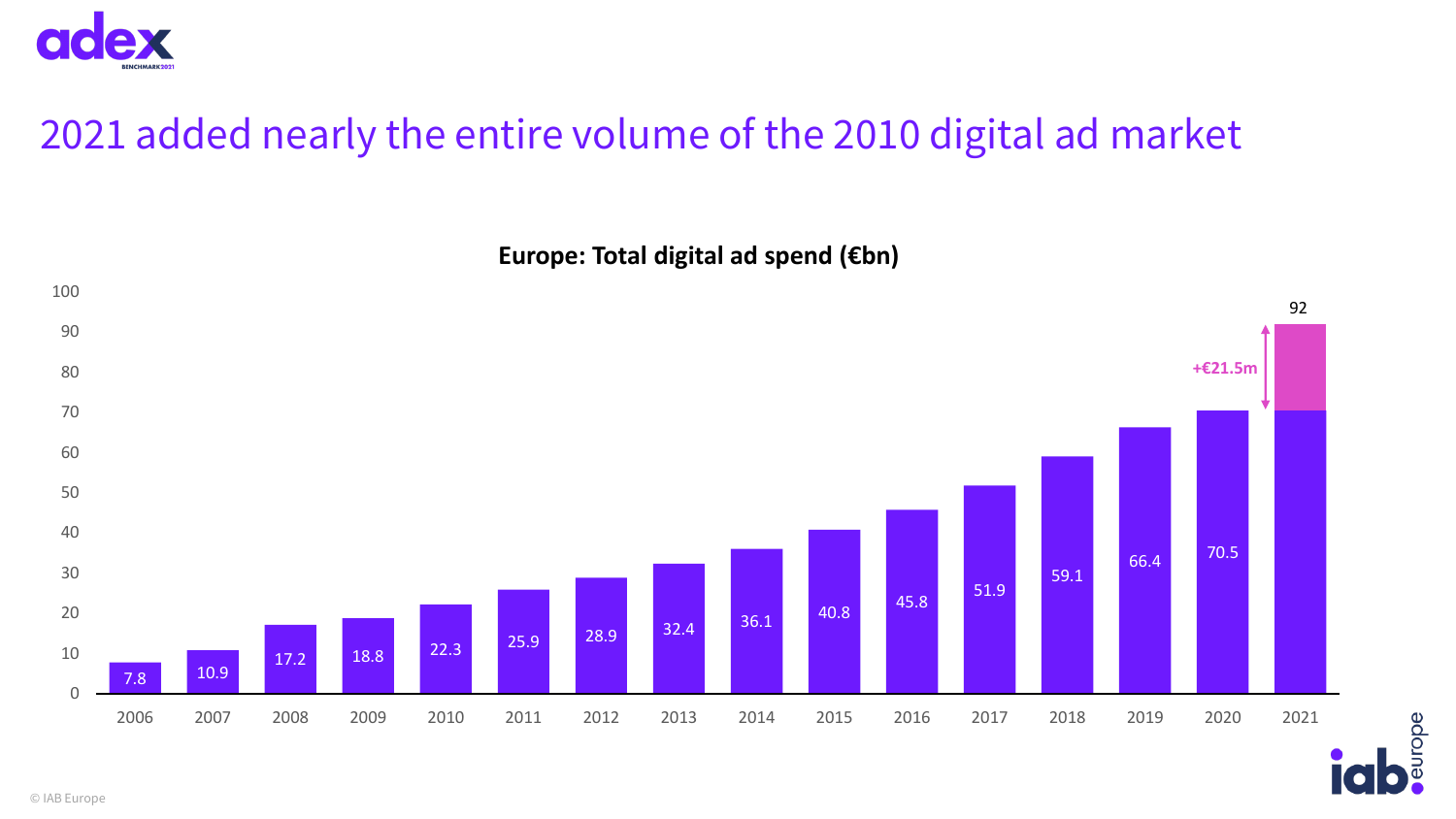# 2021 added nearly the entire volume of the 2010 digital ad market

**Europe: Total digital ad spend (€bn)**

| Year | Spend (€bn) |
|---|---|
| 2006 | 7.8 |
| 2007 | 10.9 |
| 2008 | 17.2 |
| 2009 | 18.8 |
| 2010 | 22.3 |
| 2011 | 25.9 |
| 2012 | 28.9 |
| 2013 | 32.4 |
| 2014 | 36.1 |
| 2015 | 40.8 |
| 2016 | 45.8 |
| 2017 | 51.9 |
| 2018 | 59.1 |
| 2019 | 66.4 |
| 2020 | 70.5 |
| 2021 | 92 |

+€21.5m

© IAB Europe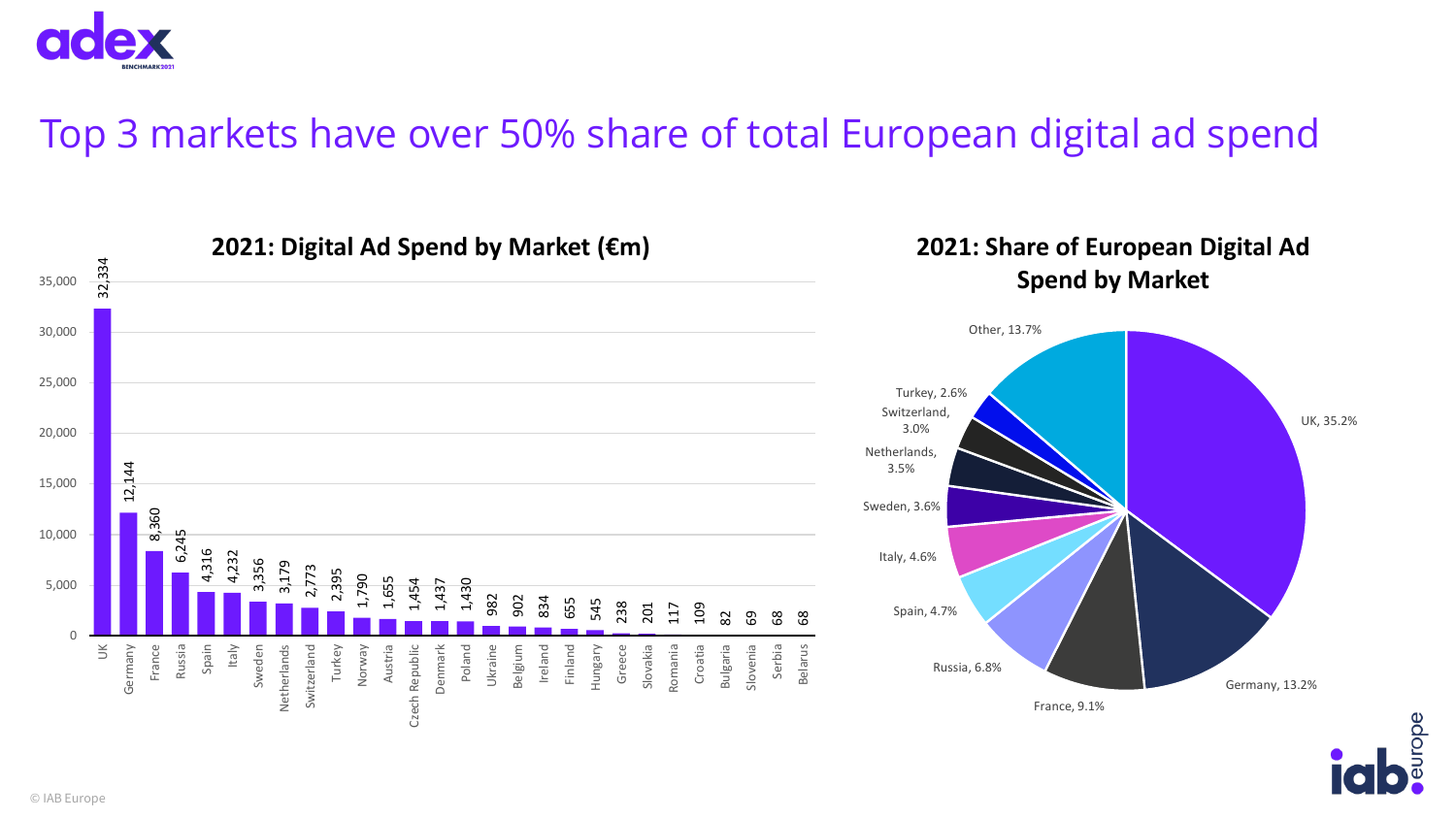# Top 3 markets have over 50% share of total European digital ad spend

**2021: Digital Ad Spend by Market (€m)**

| Market | Spend (€m) |
| --- | --- |
| UK | 32,334 |
| Germany | 12,144 |
| France | 8,360 |
| Russia | 6,245 |
| Spain | 4,316 |
| Italy | 4,232 |
| Sweden | 3,356 |
| Netherlands | 3,179 |
| Switzerland | 2,773 |
| Turkey | 2,395 |
| Norway | 1,790 |
| Austria | 1,655 |
| Czech Republic | 1,454 |
| Denmark | 1,437 |
| Poland | 1,430 |
| Ukraine | 982 |
| Belgium | 902 |
| Ireland | 834 |
| Finland | 655 |
| Hungary | 545 |
| Greece | 238 |
| Slovakia | 201 |
| Romania | 117 |
| Croatia | 109 |
| Bulgaria | 82 |
| Slovenia | 69 |
| Serbia | 68 |
| Belarus | 68 |

**2021: Share of European Digital Ad Spend by Market**

| Market | Share |
| --- | --- |
| UK | 35.2% |
| Germany | 13.2% |
| France | 9.1% |
| Russia | 6.8% |
| Spain | 4.7% |
| Italy | 4.6% |
| Sweden | 3.6% |
| Netherlands | 3.5% |
| Switzerland | 3.0% |
| Turkey | 2.6% |
| Other | 13.7% |

© IAB Europe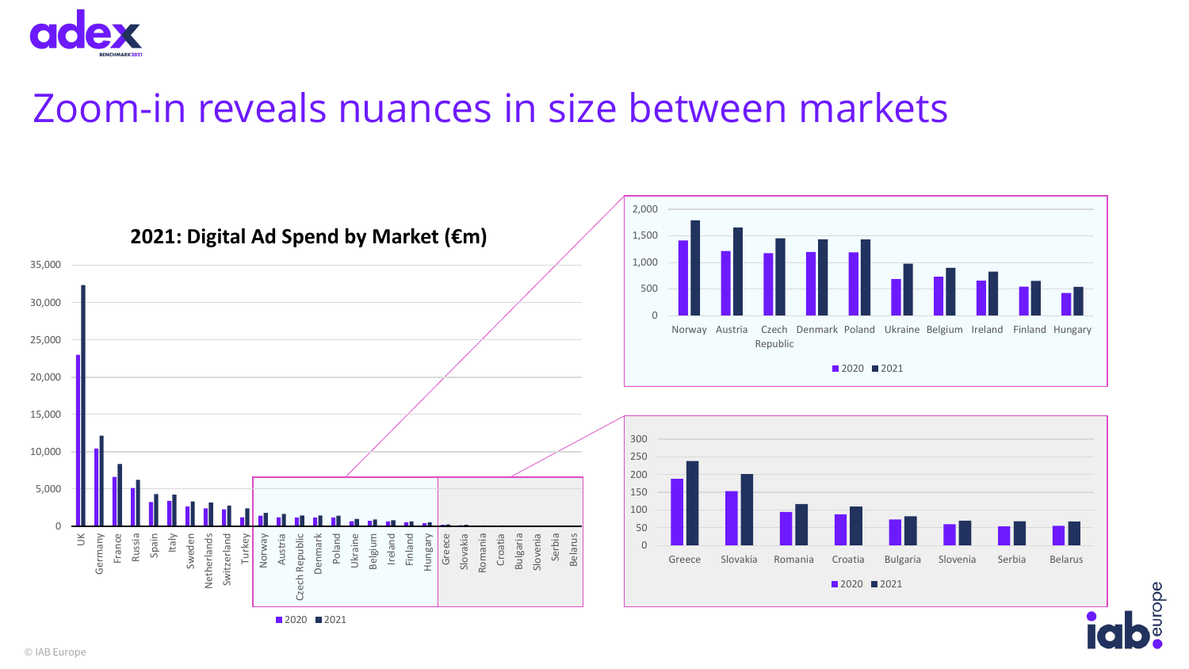# Zoom-in reveals nuances in size between markets

**2021: Digital Ad Spend by Market (€m)**

0, 5,000, 10,000, 15,000, 20,000, 25,000, 30,000, 35,000

UK, Germany, France, Russia, Spain, Italy, Sweden, Netherlands, Switzerland, Turkey, Norway, Austria, Czech Republic, Denmark, Poland, Ukraine, Belgium, Ireland, Finland, Hungary, Greece, Slovakia, Romania, Croatia, Bulgaria, Slovenia, Serbia, Belarus

2020 2021

0, 500, 1,000, 1,500, 2,000

Norway, Austria, Czech Republic, Denmark, Poland, Ukraine, Belgium, Ireland, Finland, Hungary

2020 2021

0, 50, 100, 150, 200, 250, 300

Greece, Slovakia, Romania, Croatia, Bulgaria, Slovenia, Serbia, Belarus

2020 2021

© IAB Europe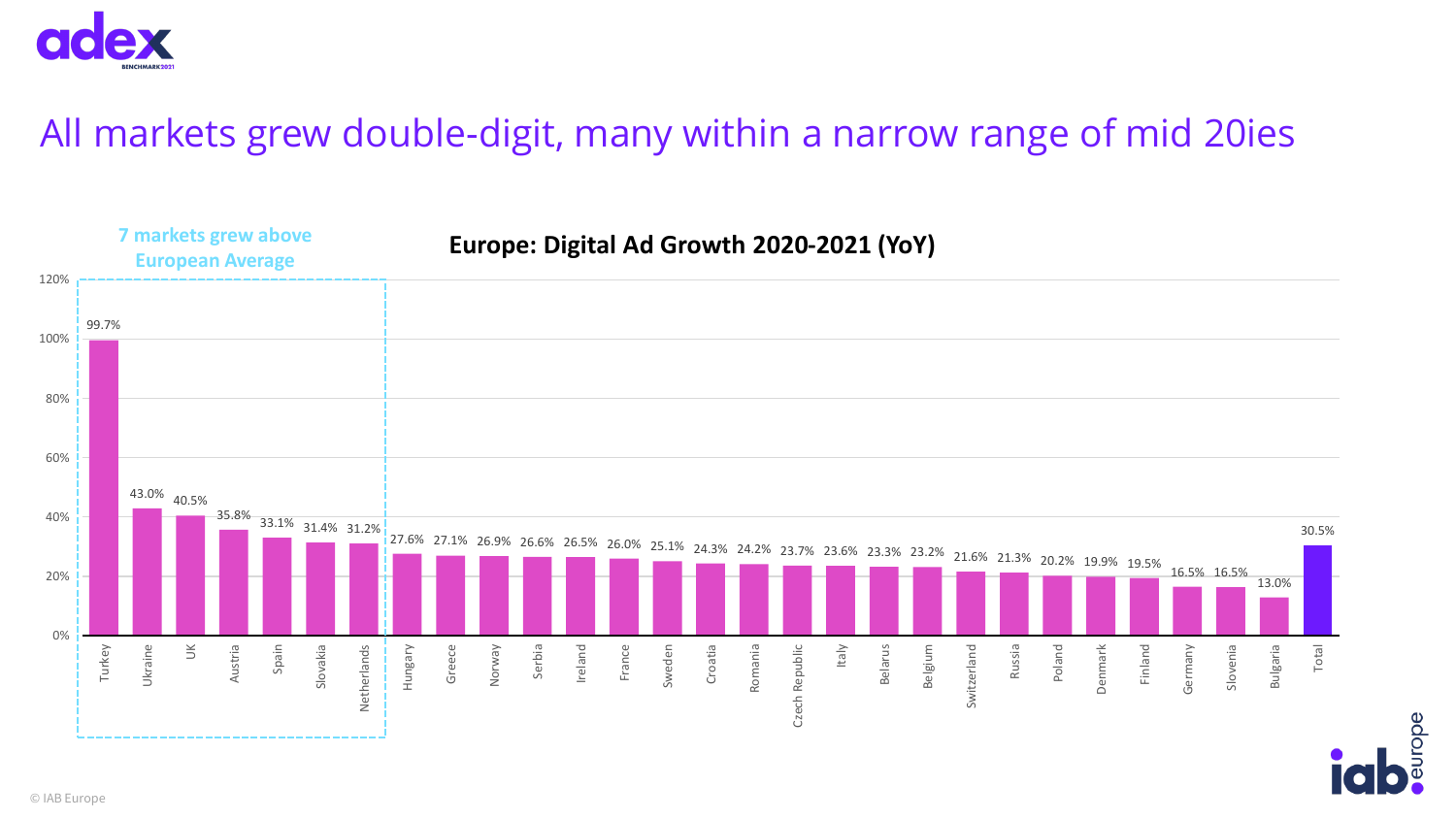# All markets grew double-digit, many within a narrow range of mid 20ies

**Europe: Digital Ad Growth 2020-2021 (YoY)**

**7 markets grew above European Average**

| Market | Growth |
|---|---|
| Turkey | 99.7% |
| Ukraine | 43.0% |
| UK | 40.5% |
| Austria | 35.8% |
| Spain | 33.1% |
| Slovakia | 31.4% |
| Netherlands | 31.2% |
| Hungary | 27.6% |
| Greece | 27.1% |
| Norway | 26.9% |
| Serbia | 26.6% |
| Ireland | 26.5% |
| France | 26.0% |
| Sweden | 25.1% |
| Croatia | 24.3% |
| Romania | 24.2% |
| Czech Republic | 23.7% |
| Italy | 23.6% |
| Belarus | 23.3% |
| Belgium | 23.2% |
| Switzerland | 21.6% |
| Russia | 21.3% |
| Poland | 20.2% |
| Denmark | 19.9% |
| Finland | 19.5% |
| Germany | 16.5% |
| Slovenia | 16.5% |
| Bulgaria | 13.0% |
| Total | 30.5% |

© IAB Europe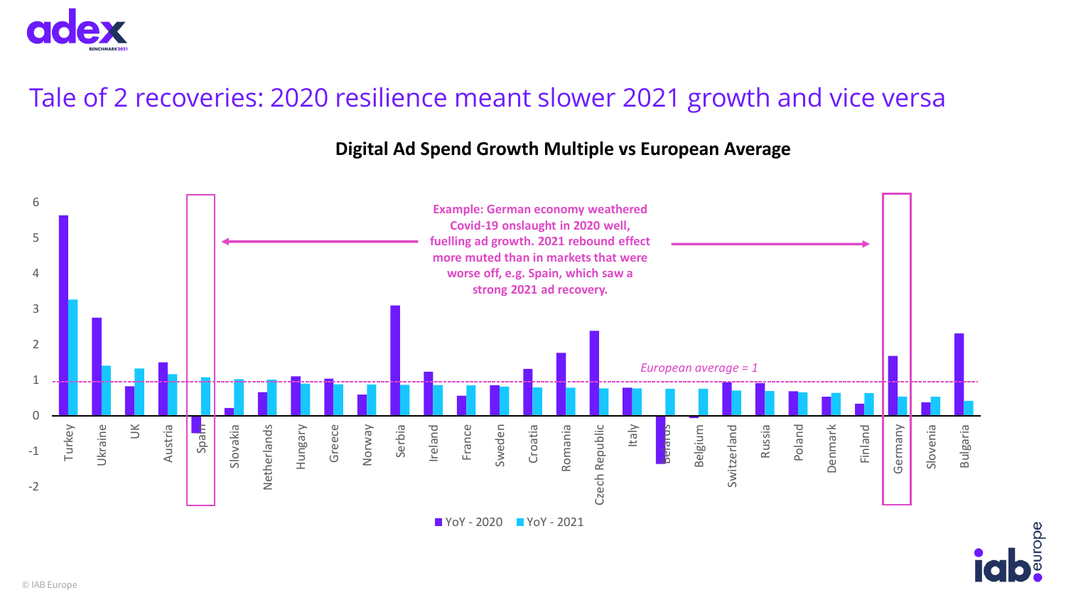# Tale of 2 recoveries: 2020 resilience meant slower 2021 growth and vice versa

**Digital Ad Spend Growth Multiple vs European Average**

**Example: German economy weathered Covid-19 onslaught in 2020 well, fuelling ad growth. 2021 rebound effect more muted than in markets that were worse off, e.g. Spain, which saw a strong 2021 ad recovery.**

*European average = 1*

Countries (left to right): Turkey, Ukraine, UK, Austria, Spain, Slovakia, Netherlands, Hungary, Greece, Norway, Serbia, Ireland, France, Sweden, Croatia, Romania, Czech Republic, Italy, Belarus, Belgium, Switzerland, Russia, Poland, Denmark, Finland, Germany, Slovenia, Bulgaria

Legend: YoY - 2020, YoY - 2021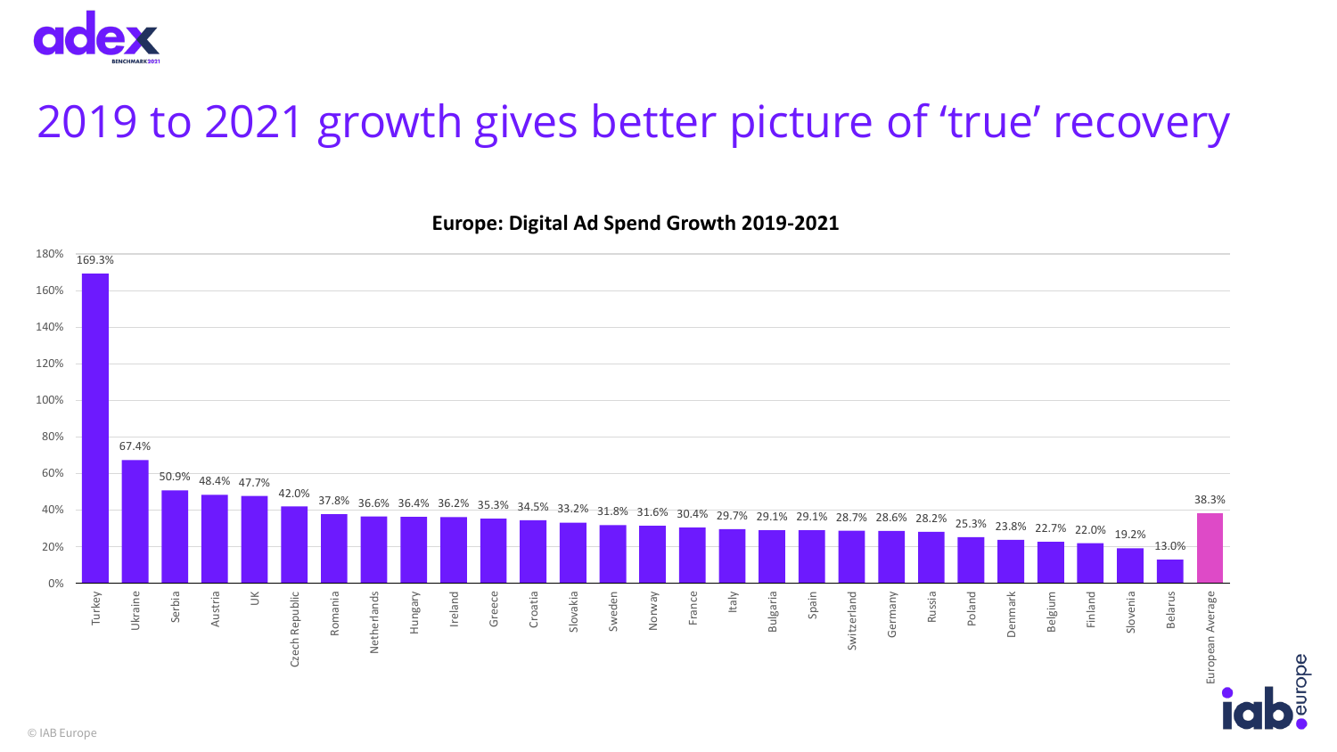# 2019 to 2021 growth gives better picture of 'true' recovery

**Europe: Digital Ad Spend Growth 2019-2021**

| Country | Growth |
|---|---|
| Turkey | 169.3% |
| Ukraine | 67.4% |
| Serbia | 50.9% |
| Austria | 48.4% |
| UK | 47.7% |
| Czech Republic | 42.0% |
| Romania | 37.8% |
| Netherlands | 36.6% |
| Hungary | 36.4% |
| Ireland | 36.2% |
| Greece | 35.3% |
| Croatia | 34.5% |
| Slovakia | 33.2% |
| Sweden | 31.8% |
| Norway | 31.6% |
| France | 30.4% |
| Italy | 29.7% |
| Bulgaria | 29.1% |
| Spain | 29.1% |
| Switzerland | 28.7% |
| Germany | 28.6% |
| Russia | 28.2% |
| Poland | 25.3% |
| Denmark | 23.8% |
| Belgium | 22.7% |
| Finland | 22.0% |
| Slovenia | 19.2% |
| Belarus | 13.0% |
| European Average | 38.3% |

© IAB Europe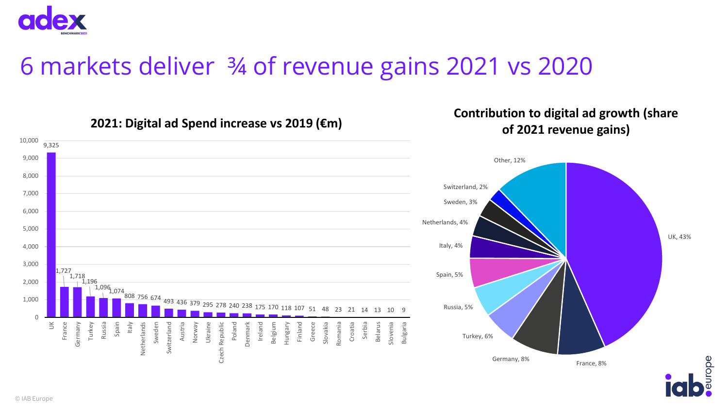# 6 markets deliver ¾ of revenue gains 2021 vs 2020

## 2021: Digital ad Spend increase vs 2019 (€m)

| Market | Increase (€m) |
|---|---|
| UK | 9,325 |
| France | 1,727 |
| Germany | 1,718 |
| Turkey | 1,196 |
| Russia | 1,096 |
| Spain | 1,074 |
| Italy | 808 |
| Netherlands | 756 |
| Sweden | 674 |
| Switzerland | 493 |
| Austria | 436 |
| Norway | 379 |
| Ukraine | 295 |
| Czech Republic | 278 |
| Poland | 240 |
| Denmark | 238 |
| Ireland | 175 |
| Belgium | 170 |
| Hungary | 118 |
| Finland | 107 |
| Greece | 51 |
| Slovakia | 48 |
| Romania | 23 |
| Croatia | 21 |
| Serbia | 14 |
| Belarus | 13 |
| Slovenia | 10 |
| Bulgaria | 9 |

## Contribution to digital ad growth (share of 2021 revenue gains)

| Market | Share |
|---|---|
| UK | 43% |
| France | 8% |
| Germany | 8% |
| Turkey | 6% |
| Russia | 5% |
| Spain | 5% |
| Italy | 4% |
| Netherlands | 4% |
| Sweden | 3% |
| Switzerland | 2% |
| Other | 12% |

© IAB Europe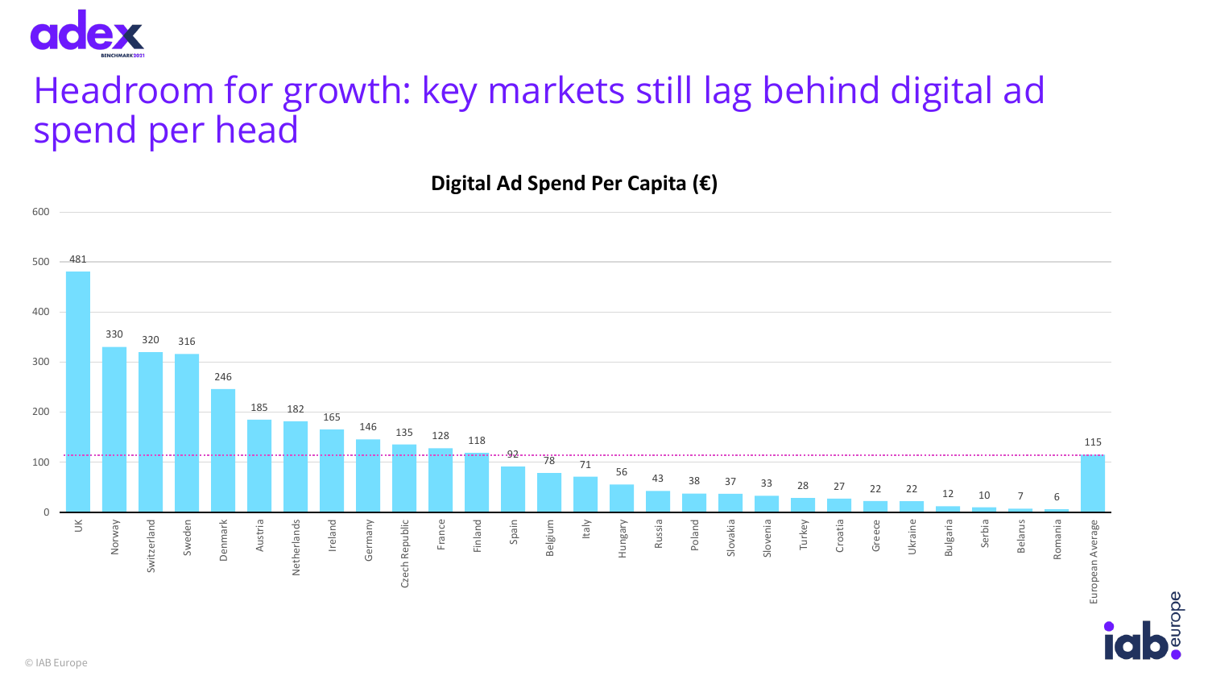# Headroom for growth: key markets still lag behind digital ad spend per head

**Digital Ad Spend Per Capita (€)**

| Country | Digital Ad Spend Per Capita (€) |
|---|---|
| UK | 481 |
| Norway | 330 |
| Switzerland | 320 |
| Sweden | 316 |
| Denmark | 246 |
| Austria | 185 |
| Netherlands | 182 |
| Ireland | 165 |
| Germany | 146 |
| Czech Republic | 135 |
| France | 128 |
| Finland | 118 |
| Spain | 92 |
| Belgium | 78 |
| Italy | 71 |
| Hungary | 56 |
| Russia | 43 |
| Poland | 38 |
| Slovakia | 37 |
| Slovenia | 33 |
| Turkey | 28 |
| Croatia | 27 |
| Greece | 22 |
| Ukraine | 22 |
| Bulgaria | 12 |
| Serbia | 10 |
| Belarus | 7 |
| Romania | 6 |
| European Average | 115 |

© IAB Europe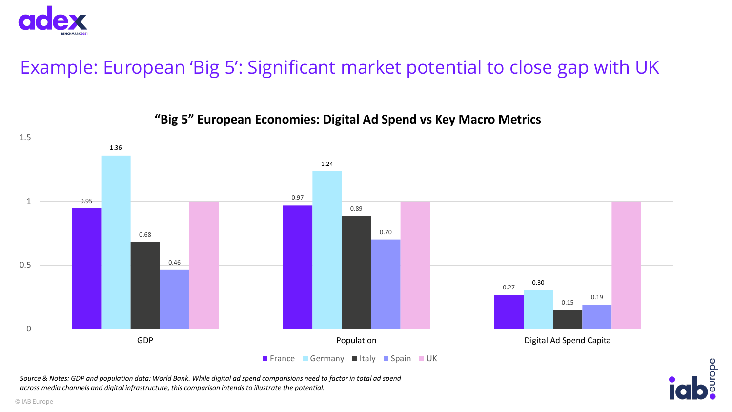# Example: European 'Big 5': Significant market potential to close gap with UK

**"Big 5" European Economies: Digital Ad Spend vs Key Macro Metrics**

| | France | Germany | Italy | Spain | UK |
|---|---|---|---|---|---|
| GDP | 0.95 | 1.36 | 0.68 | 0.46 | 1 |
| Population | 0.97 | 1.24 | 0.89 | 0.70 | 1 |
| Digital Ad Spend Capita | 0.27 | 0.30 | 0.15 | 0.19 | 1 |

*Source & Notes: GDP and population data: World Bank. While digital ad spend comparisions need to factor in total ad spend across media channels and digital infrastructure, this comparison intends to illustrate the potential.*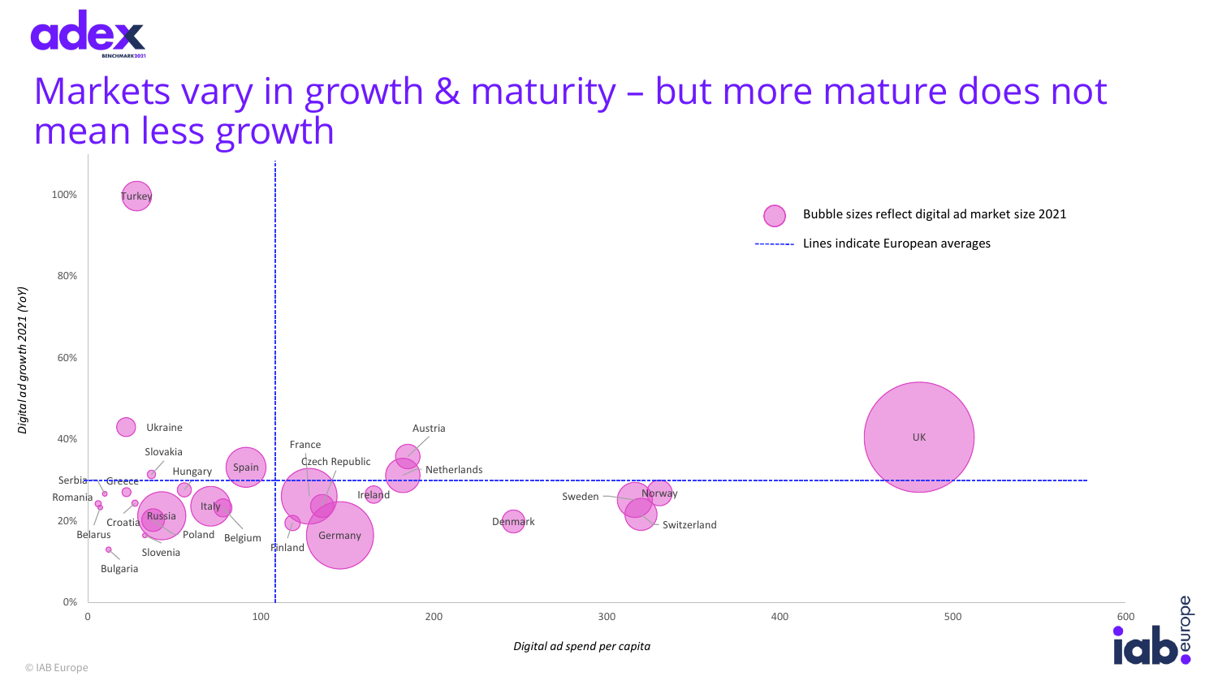# Markets vary in growth & maturity – but more mature does not mean less growth

Bubble sizes reflect digital ad market size 2021

Lines indicate European averages

Digital ad growth 2021 (YoY)

100%
80%
60%
40%
20%
0%

0 100 200 300 400 500 600

Digital ad spend per capita

Turkey, Ukraine, Slovakia, Hungary, Spain, Serbia, Greece, Romania, Croatia, Russia, Italy, Belarus, Poland, Belgium, Slovenia, Bulgaria, France, Czech Republic, Austria, Netherlands, Ireland, Finland, Germany, Denmark, Sweden, Norway, Switzerland, UK

© IAB Europe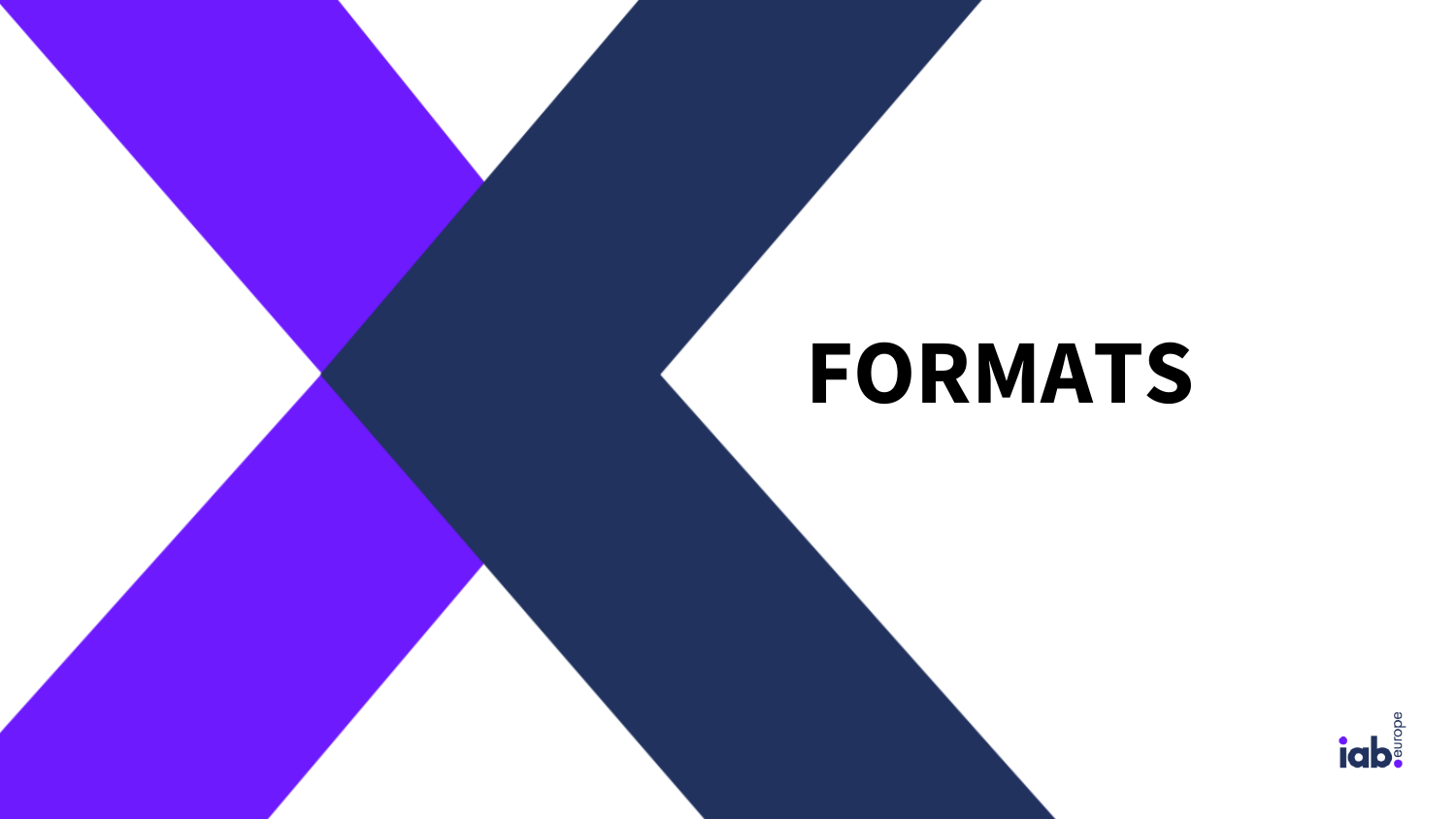# FORMATS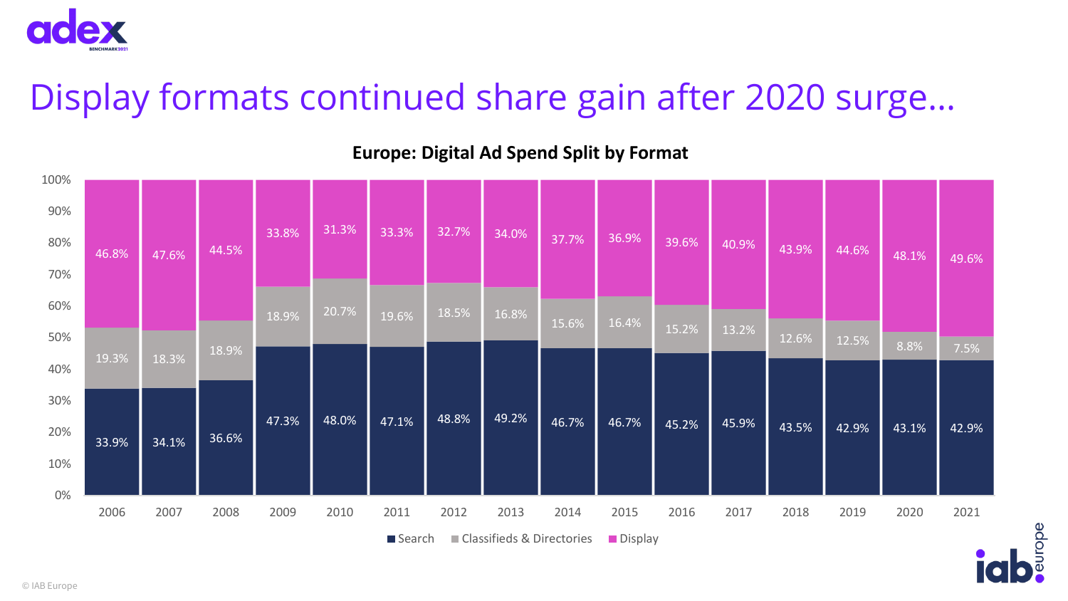# Display formats continued share gain after 2020 surge…

**Europe: Digital Ad Spend Split by Format**

| Year | Search | Classifieds & Directories | Display |
|---|---|---|---|
| 2006 | 33.9% | 19.3% | 46.8% |
| 2007 | 34.1% | 18.3% | 47.6% |
| 2008 | 36.6% | 18.9% | 44.5% |
| 2009 | 47.3% | 18.9% | 33.8% |
| 2010 | 48.0% | 20.7% | 31.3% |
| 2011 | 47.1% | 19.6% | 33.3% |
| 2012 | 48.8% | 18.5% | 32.7% |
| 2013 | 49.2% | 16.8% | 34.0% |
| 2014 | 46.7% | 15.6% | 37.7% |
| 2015 | 46.7% | 16.4% | 36.9% |
| 2016 | 45.2% | 15.2% | 39.6% |
| 2017 | 45.9% | 13.2% | 40.9% |
| 2018 | 43.5% | 12.6% | 43.9% |
| 2019 | 42.9% | 12.5% | 44.6% |
| 2020 | 43.1% | 8.8% | 48.1% |
| 2021 | 42.9% | 7.5% | 49.6% |

© IAB Europe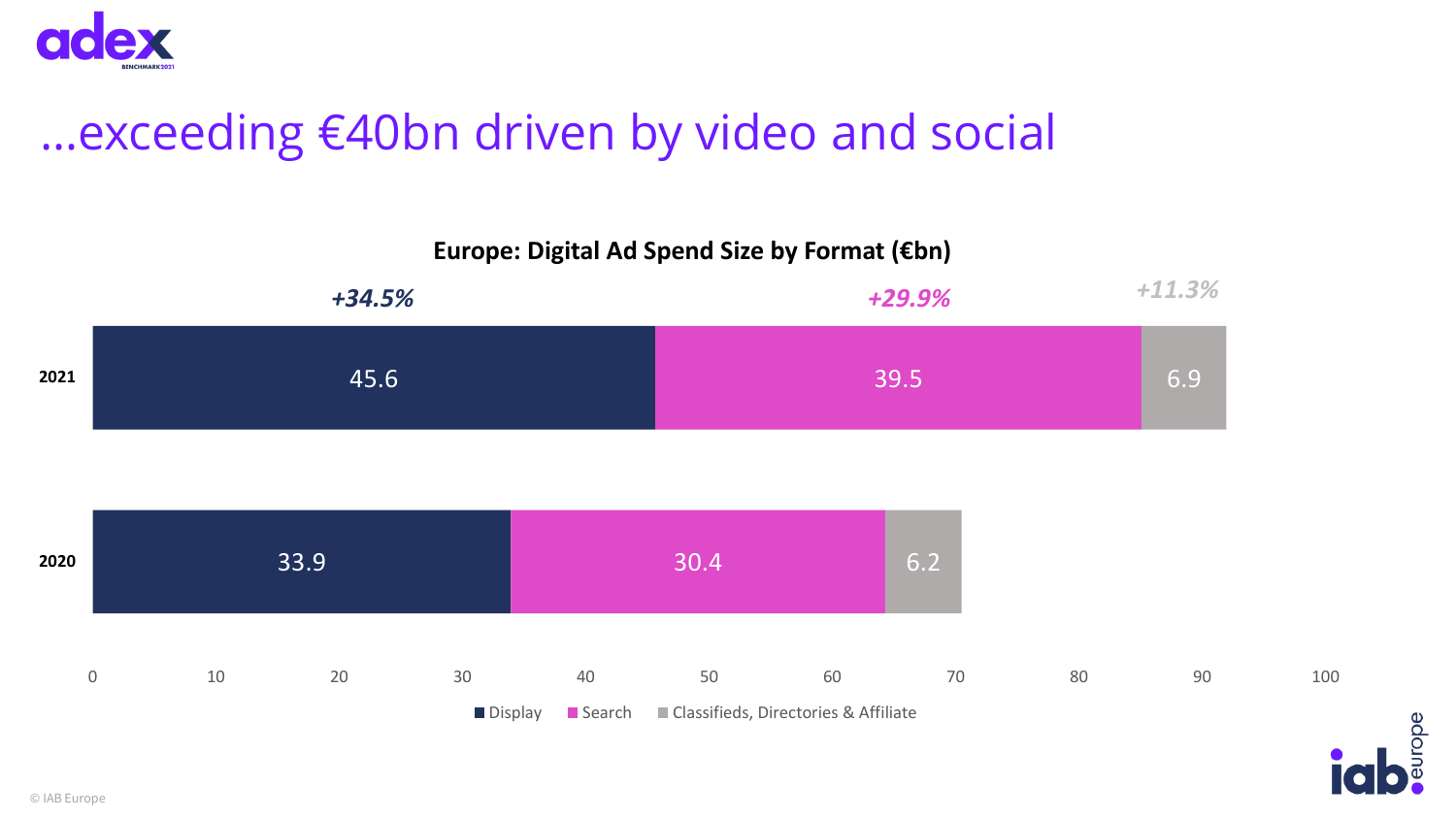# …exceeding €40bn driven by video and social

**Europe: Digital Ad Spend Size by Format (€bn)**

| Year | Display | Search | Classifieds, Directories & Affiliate |
|---|---|---|---|
| 2021 | 45.6 | 39.5 | 6.9 |
| 2020 | 33.9 | 30.4 | 6.2 |
| Growth | *+34.5%* | *+29.9%* | *+11.3%* |

© IAB Europe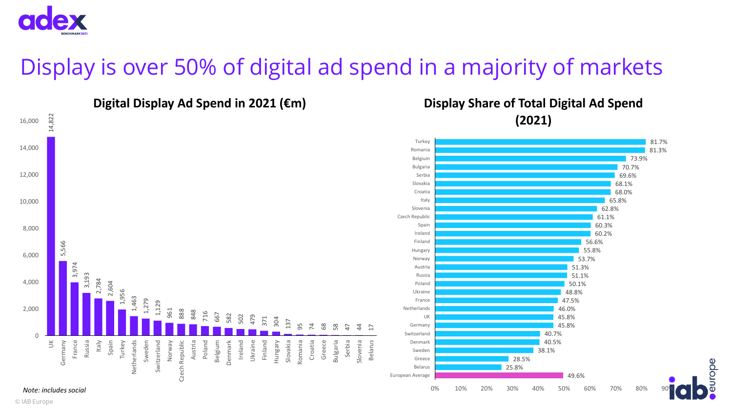# Display is over 50% of digital ad spend in a majority of markets

## Digital Display Ad Spend in 2021 (€m)

| Country | €m |
|---|---|
| UK | 14,822 |
| Germany | 5,566 |
| France | 3,974 |
| Russia | 3,193 |
| Italy | 2,784 |
| Spain | 2,604 |
| Turkey | 1,956 |
| Netherlands | 1,463 |
| Sweden | 1,279 |
| Switzerland | 1,129 |
| Norway | 961 |
| Czech Republic | 888 |
| Austria | 848 |
| Poland | 716 |
| Belgium | 667 |
| Denmark | 582 |
| Ireland | 502 |
| Ukraine | 479 |
| Finland | 371 |
| Hungary | 304 |
| Slovakia | 137 |
| Romania | 95 |
| Croatia | 74 |
| Greece | 68 |
| Bulgaria | 58 |
| Serbia | 47 |
| Slovenia | 44 |
| Belarus | 17 |

## Display Share of Total Digital Ad Spend (2021)

| Country | Share |
|---|---|
| Turkey | 81.7% |
| Romania | 81.3% |
| Belgium | 73.9% |
| Bulgaria | 70.7% |
| Serbia | 69.6% |
| Slovakia | 68.1% |
| Croatia | 68.0% |
| Italy | 65.8% |
| Slovenia | 62.8% |
| Czech Republic | 61.1% |
| Spain | 60.3% |
| Ireland | 60.2% |
| Finland | 56.6% |
| Hungary | 55.8% |
| Norway | 53.7% |
| Austria | 51.3% |
| Russia | 51.1% |
| Poland | 50.1% |
| Ukraine | 48.8% |
| France | 47.5% |
| Netherlands | 46.0% |
| UK | 45.8% |
| Germany | 45.8% |
| Switzerland | 40.7% |
| Denmark | 40.5% |
| Sweden | 38.1% |
| Greece | 28.5% |
| Belarus | 25.8% |
| European Average | 49.6% |

*Note: includes social*

© IAB Europe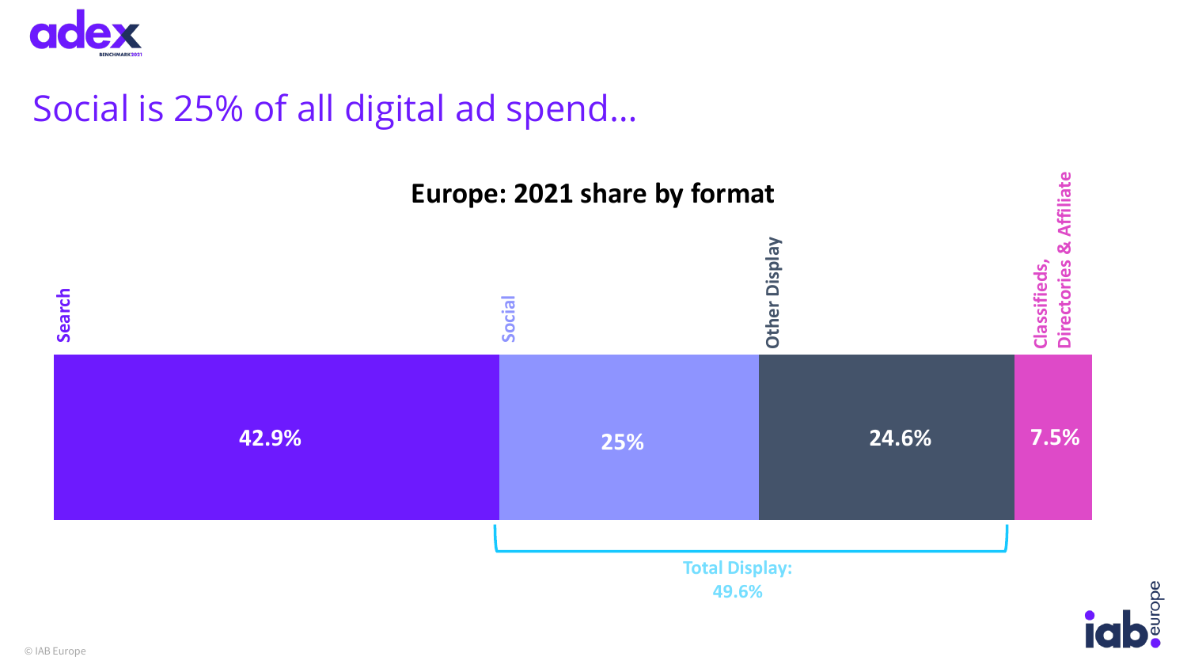# Social is 25% of all digital ad spend…

## Europe: 2021 share by format

| Format | Share |
|---|---|
| Search | 42.9% |
| Social | 25% |
| Other Display | 24.6% |
| Classifieds, Directories & Affiliate | 7.5% |

Total Display: 49.6%

© IAB Europe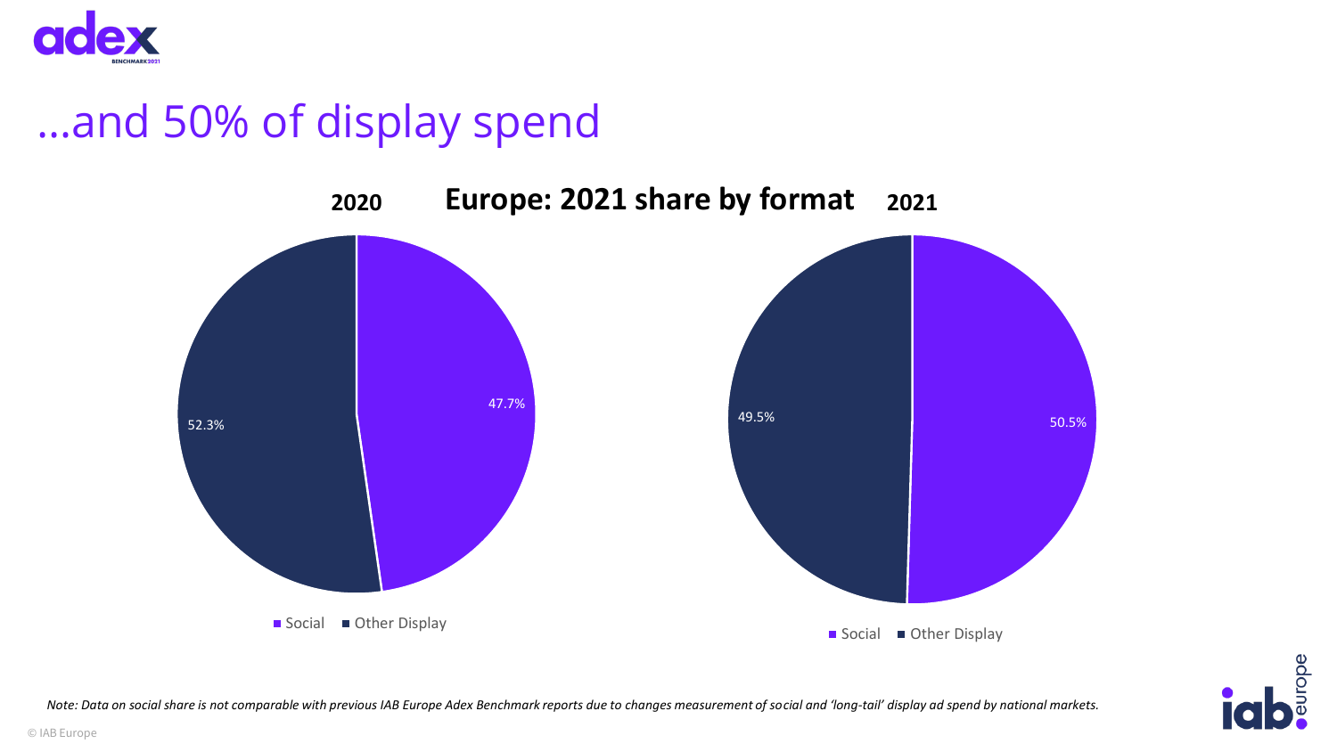# ...and 50% of display spend

**Europe: 2021 share by format**

**2020**

| Format | Share |
|---|---|
| Social | 47.7% |
| Other Display | 52.3% |

**2021**

| Format | Share |
|---|---|
| Social | 50.5% |
| Other Display | 49.5% |

*Note: Data on social share is not comparable with previous IAB Europe Adex Benchmark reports due to changes measurement of social and 'long-tail' display ad spend by national markets.*

© IAB Europe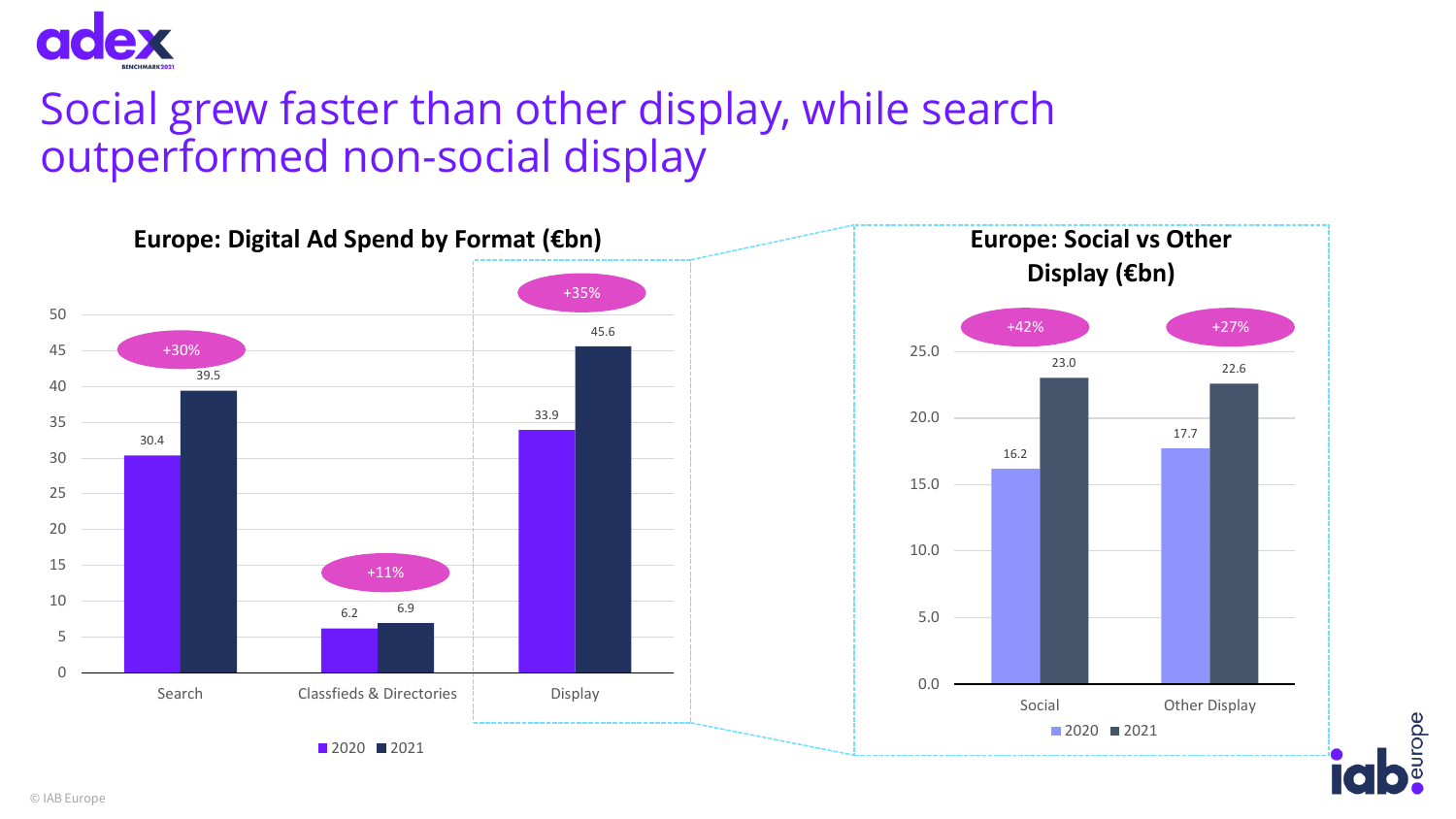# Social grew faster than other display, while search outperformed non-social display

**Europe: Digital Ad Spend by Format (€bn)**

| Format | 2020 | 2021 | Growth |
|---|---|---|---|
| Search | 30.4 | 39.5 | +30% |
| Classfieds & Directories | 6.2 | 6.9 | +11% |
| Display | 33.9 | 45.6 | +35% |

**Europe: Social vs Other Display (€bn)**

| Format | 2020 | 2021 | Growth |
|---|---|---|---|
| Social | 16.2 | 23.0 | +42% |
| Other Display | 17.7 | 22.6 | +27% |

© IAB Europe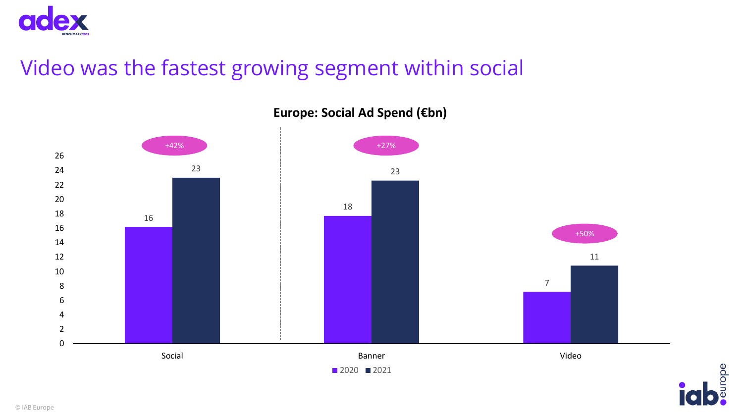# Video was the fastest growing segment within social

**Europe: Social Ad Spend (€bn)**

| | 2020 | 2021 | Growth |
|---|---|---|---|
| Social | 16 | 23 | +42% |
| Banner | 18 | 23 | +27% |
| Video | 7 | 11 | +50% |

© IAB Europe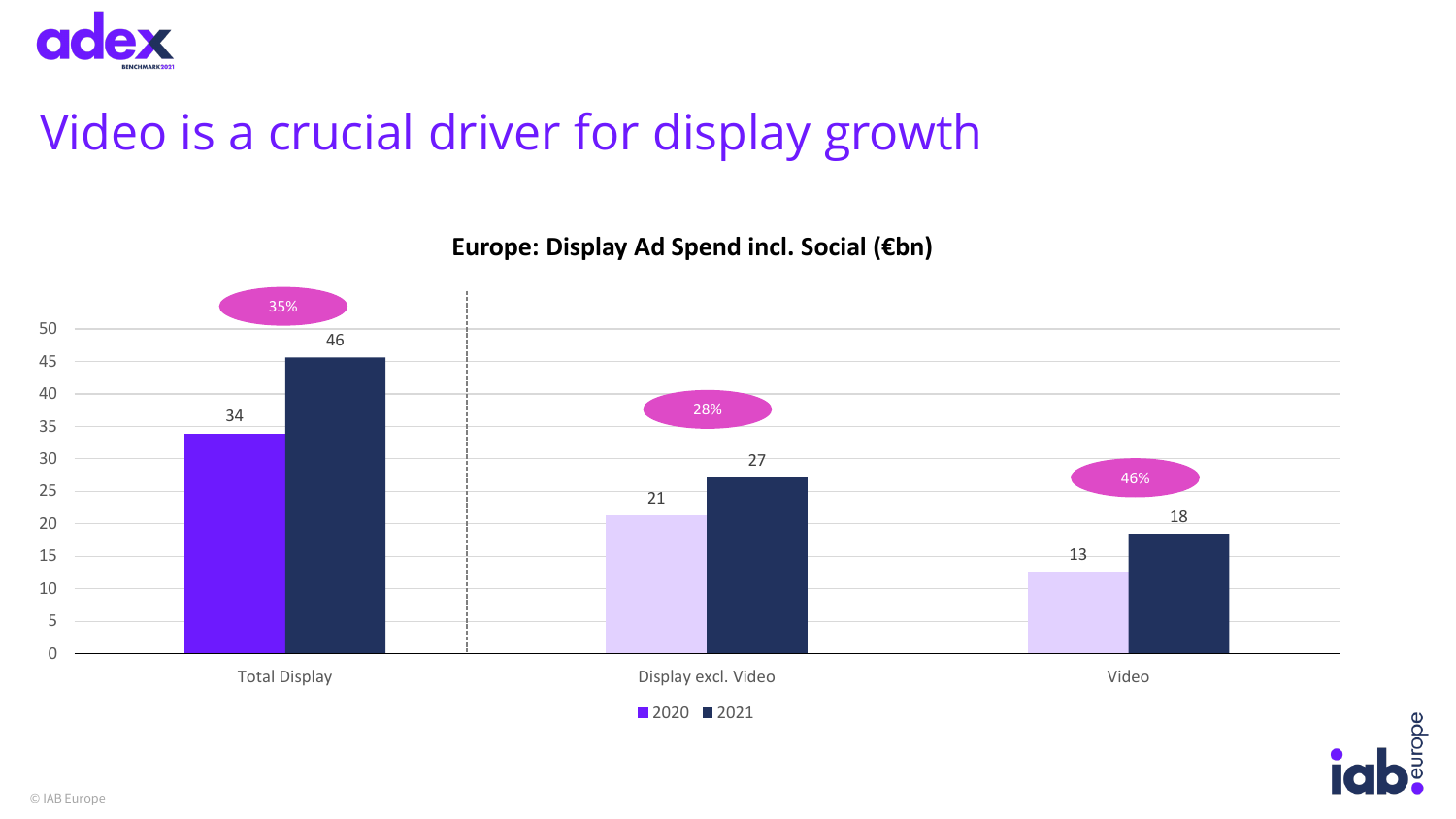# Video is a crucial driver for display growth

**Europe: Display Ad Spend incl. Social (€bn)**

| | 2020 | 2021 | Growth |
|---|---|---|---|
| Total Display | 34 | 46 | 35% |
| Display excl. Video | 21 | 27 | 28% |
| Video | 13 | 18 | 46% |

© IAB Europe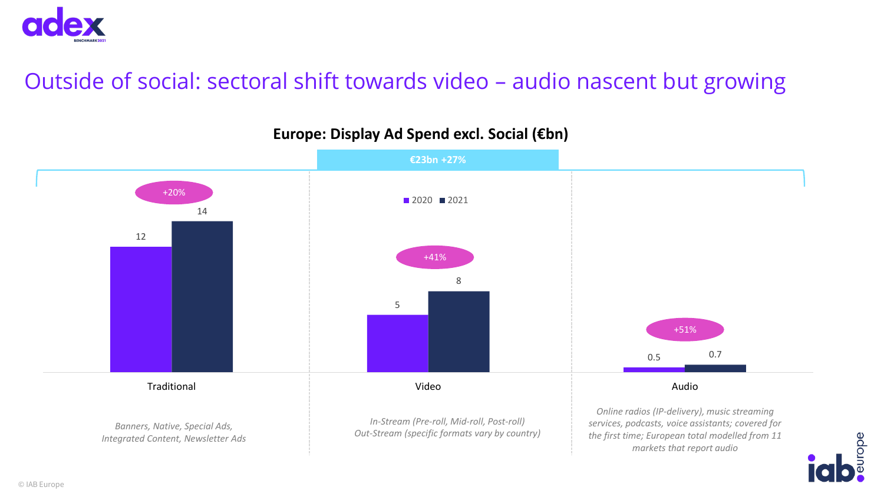# Outside of social: sectoral shift towards video – audio nascent but growing

## Europe: Display Ad Spend excl. Social (€bn)

**€23bn +27%**

| | 2020 | 2021 | Growth |
|---|---|---|---|
| Traditional | 12 | 14 | +20% |
| Video | 5 | 8 | +41% |
| Audio | 0.5 | 0.7 | +51% |

**Traditional:** *Banners, Native, Special Ads, Integrated Content, Newsletter Ads*

**Video:** *In-Stream (Pre-roll, Mid-roll, Post-roll) Out-Stream (specific formats vary by country)*

**Audio:** *Online radios (IP-delivery), music streaming services, podcasts, voice assistants; covered for the first time; European total modelled from 11 markets that report audio*

© IAB Europe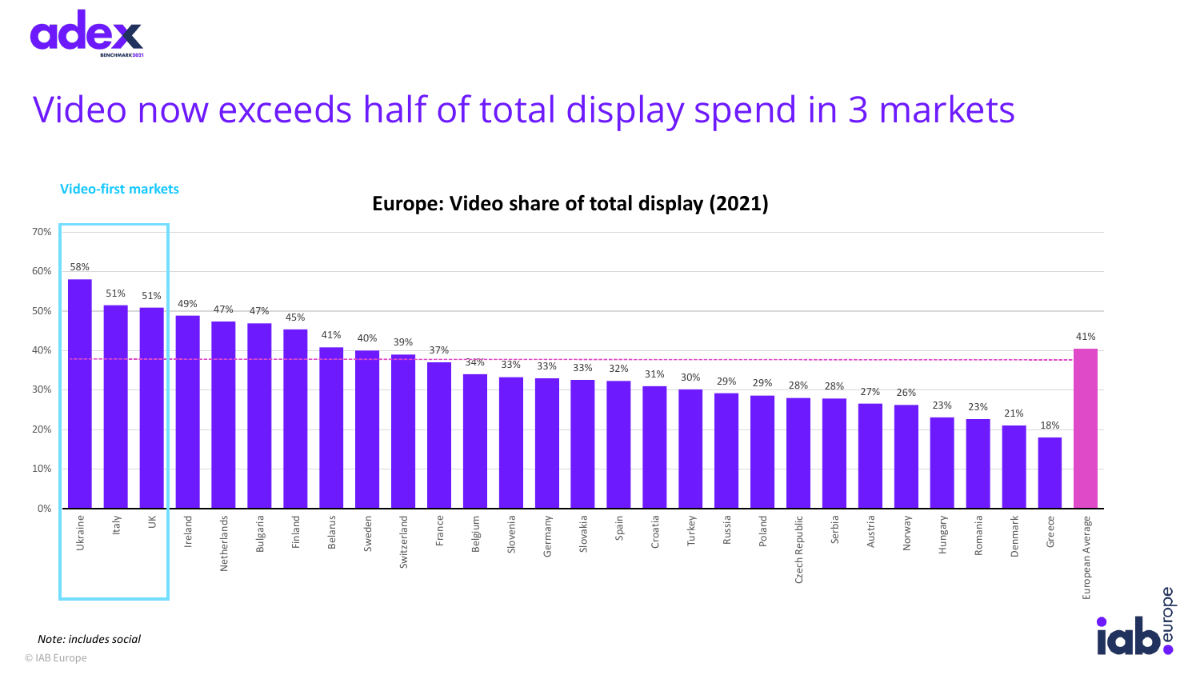# Video now exceeds half of total display spend in 3 markets

**Video-first markets**

**Europe: Video share of total display (2021)**

| Market | Video share of total display |
|---|---|
| Ukraine | 58% |
| Italy | 51% |
| UK | 51% |
| Ireland | 49% |
| Netherlands | 47% |
| Bulgaria | 47% |
| Finland | 45% |
| Belarus | 41% |
| Sweden | 40% |
| Switzerland | 39% |
| France | 37% |
| Belgium | 34% |
| Slovenia | 33% |
| Germany | 33% |
| Slovakia | 33% |
| Spain | 32% |
| Croatia | 31% |
| Turkey | 30% |
| Russia | 29% |
| Poland | 29% |
| Czech Republic | 28% |
| Serbia | 28% |
| Austria | 27% |
| Norway | 26% |
| Hungary | 23% |
| Romania | 23% |
| Denmark | 21% |
| Greece | 18% |
| European Average | 41% |

*Note: includes social*

© IAB Europe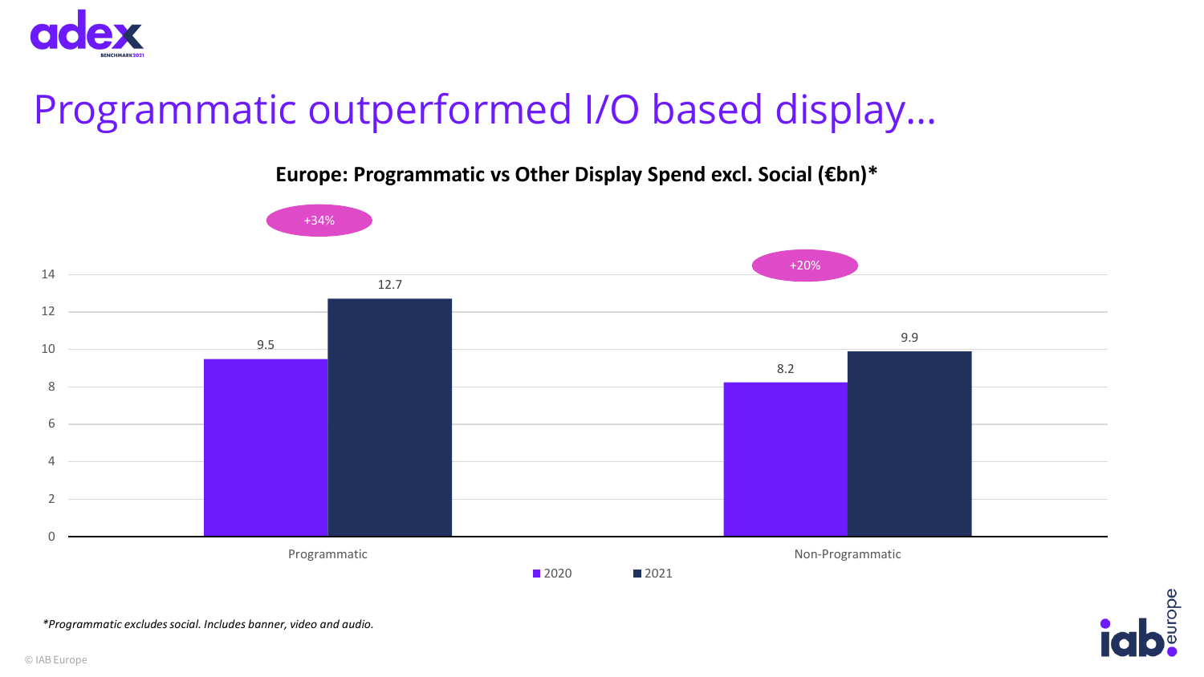# Programmatic outperformed I/O based display…

**Europe: Programmatic vs Other Display Spend excl. Social (€bn)***

| | 2020 | 2021 | Growth |
|---|---|---|---|
| Programmatic | 9.5 | 12.7 | +34% |
| Non-Programmatic | 8.2 | 9.9 | +20% |

*\*Programmatic excludes social. Includes banner, video and audio.*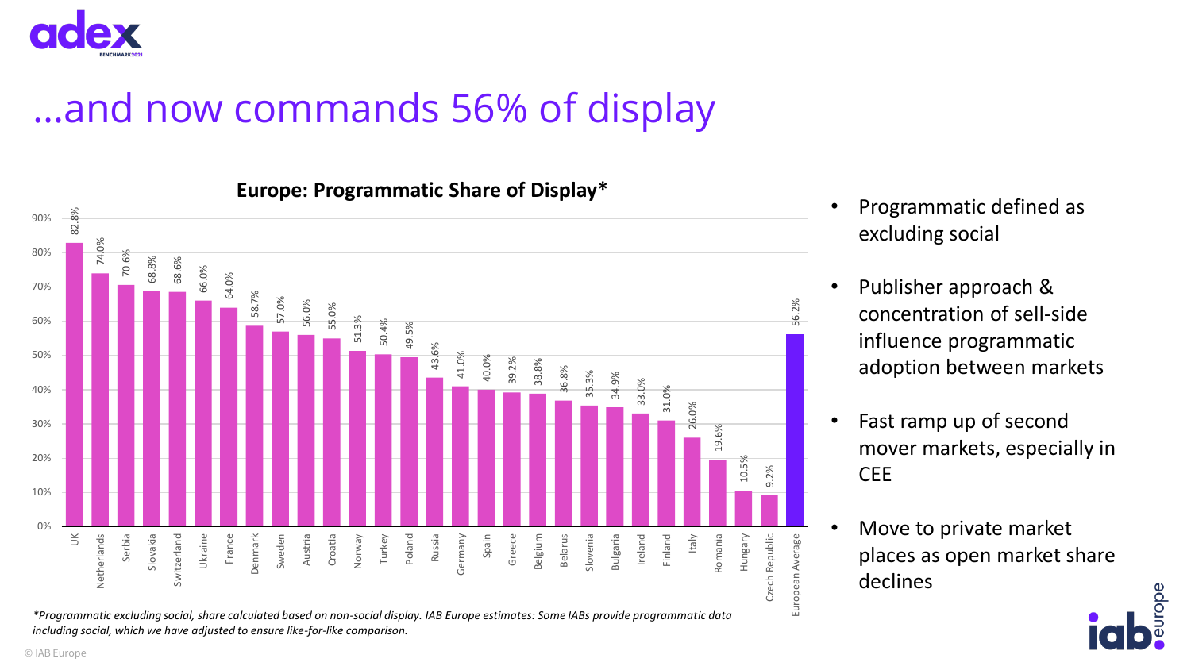# …and now commands 56% of display

**Europe: Programmatic Share of Display***

| Country | Programmatic Share of Display |
|---|---|
| UK | 82.8% |
| Netherlands | 74.0% |
| Serbia | 70.6% |
| Slovakia | 68.8% |
| Switzerland | 68.6% |
| Ukraine | 66.0% |
| France | 64.0% |
| Denmark | 58.7% |
| Sweden | 57.0% |
| Austria | 56.0% |
| Croatia | 55.0% |
| Norway | 51.3% |
| Turkey | 50.4% |
| Poland | 49.5% |
| Russia | 43.6% |
| Germany | 41.0% |
| Spain | 40.0% |
| Greece | 39.2% |
| Belgium | 38.8% |
| Belarus | 36.8% |
| Slovenia | 35.3% |
| Bulgaria | 34.9% |
| Ireland | 33.0% |
| Finland | 31.0% |
| Italy | 26.0% |
| Romania | 19.6% |
| Hungary | 10.5% |
| Czech Republic | 9.2% |
| European Average | 56.2% |

- Programmatic defined as excluding social
- Publisher approach & concentration of sell-side influence programmatic adoption between markets
- Fast ramp up of second mover markets, especially in CEE
- Move to private market places as open market share declines

*\*Programmatic excluding social, share calculated based on non-social display. IAB Europe estimates: Some IABs provide programmatic data including social, which we have adjusted to ensure like-for-like comparison.*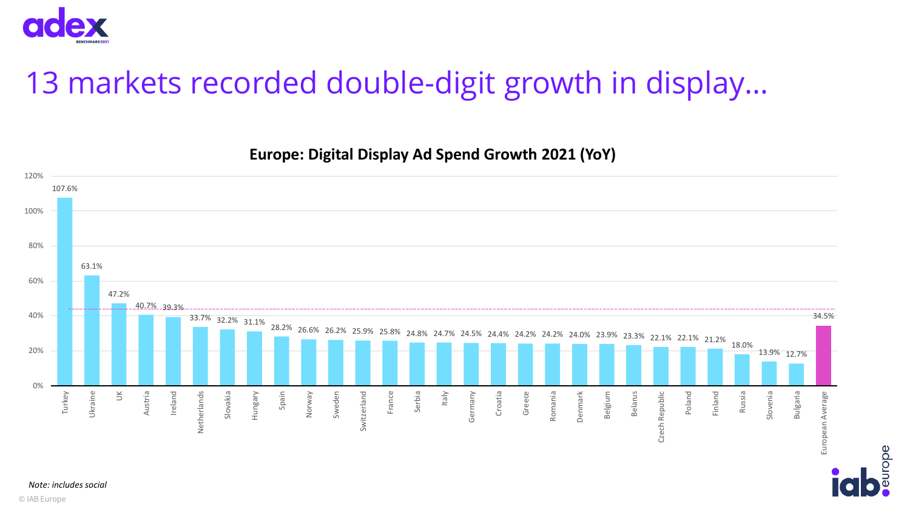# 13 markets recorded double-digit growth in display…

**Europe: Digital Display Ad Spend Growth 2021 (YoY)**

| Market | Growth |
| --- | --- |
| Turkey | 107.6% |
| Ukraine | 63.1% |
| UK | 47.2% |
| Austria | 40.7% |
| Ireland | 39.3% |
| Netherlands | 33.7% |
| Slovakia | 32.2% |
| Hungary | 31.1% |
| Spain | 28.2% |
| Norway | 26.6% |
| Sweden | 26.2% |
| Switzerland | 25.9% |
| France | 25.8% |
| Serbia | 24.8% |
| Italy | 24.7% |
| Germany | 24.5% |
| Croatia | 24.4% |
| Greece | 24.2% |
| Romania | 24.2% |
| Denmark | 24.0% |
| Belgium | 23.9% |
| Belarus | 23.3% |
| Czech Republic | 22.1% |
| Poland | 22.1% |
| Finland | 21.2% |
| Russia | 18.0% |
| Slovenia | 13.9% |
| Bulgaria | 12.7% |
| European Average | 34.5% |

*Note: includes social*

© IAB Europe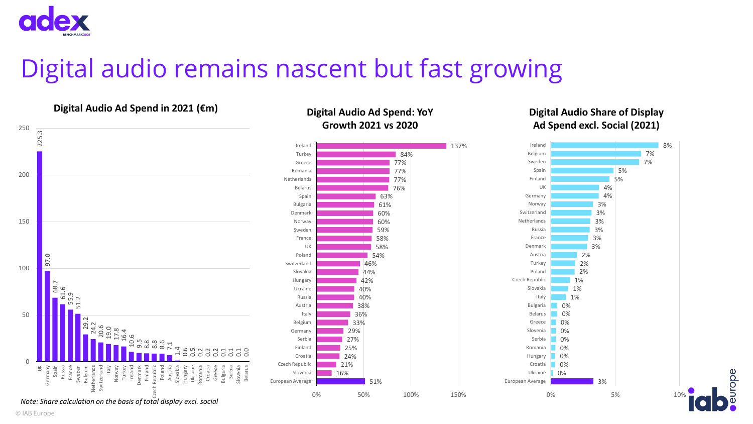# Digital audio remains nascent but fast growing

### Digital Audio Ad Spend in 2021 (€m)

| Country | €m |
|---|---|
| UK | 225.3 |
| Germany | 97.0 |
| Spain | 68.7 |
| Russia | 61.6 |
| France | 55.9 |
| Sweden | 51.2 |
| Belgium | 29.2 |
| Netherlands | 24.2 |
| Switzerland | 20.6 |
| Italy | 19.0 |
| Norway | 17.8 |
| Turkey | 16.4 |
| Ireland | 10.6 |
| Denmark | 9.5 |
| Finland | 8.8 |
| Czech Republic | 8.8 |
| Poland | 8.6 |
| Austria | 7.1 |
| Slovakia | 1.4 |
| Hungary | 0.6 |
| Ukraine | 0.5 |
| Romania | 0.2 |
| Croatia | 0.2 |
| Greece | 0.2 |
| Bulgaria | 0.1 |
| Serbia | 0.1 |
| Slovenia | 0.1 |
| Belarus | 0.0 |

### Digital Audio Ad Spend: YoY Growth 2021 vs 2020

| Country | Growth |
|---|---|
| Ireland | 137% |
| Turkey | 84% |
| Greece | 77% |
| Romania | 77% |
| Netherlands | 77% |
| Belarus | 76% |
| Spain | 63% |
| Bulgaria | 61% |
| Denmark | 60% |
| Norway | 60% |
| Sweden | 59% |
| France | 58% |
| UK | 58% |
| Poland | 54% |
| Switzerland | 46% |
| Slovakia | 44% |
| Hungary | 42% |
| Ukraine | 40% |
| Russia | 40% |
| Austria | 38% |
| Italy | 36% |
| Belgium | 33% |
| Germany | 29% |
| Serbia | 27% |
| Finland | 25% |
| Croatia | 24% |
| Czech Republic | 21% |
| Slovenia | 16% |
| European Average | 51% |

### Digital Audio Share of Display Ad Spend excl. Social (2021)

| Country | Share |
|---|---|
| Ireland | 8% |
| Belgium | 7% |
| Sweden | 7% |
| Spain | 5% |
| Finland | 5% |
| UK | 4% |
| Germany | 4% |
| Norway | 3% |
| Switzerland | 3% |
| Netherlands | 3% |
| Russia | 3% |
| France | 3% |
| Denmark | 3% |
| Austria | 2% |
| Turkey | 2% |
| Poland | 2% |
| Czech Republic | 1% |
| Slovakia | 1% |
| Italy | 1% |
| Bulgaria | 0% |
| Belarus | 0% |
| Greece | 0% |
| Slovenia | 0% |
| Serbia | 0% |
| Romania | 0% |
| Hungary | 0% |
| Croatia | 0% |
| Ukraine | 0% |
| European Average | 3% |

*Note: Share calculation on the basis of total display excl. social*

© IAB Europe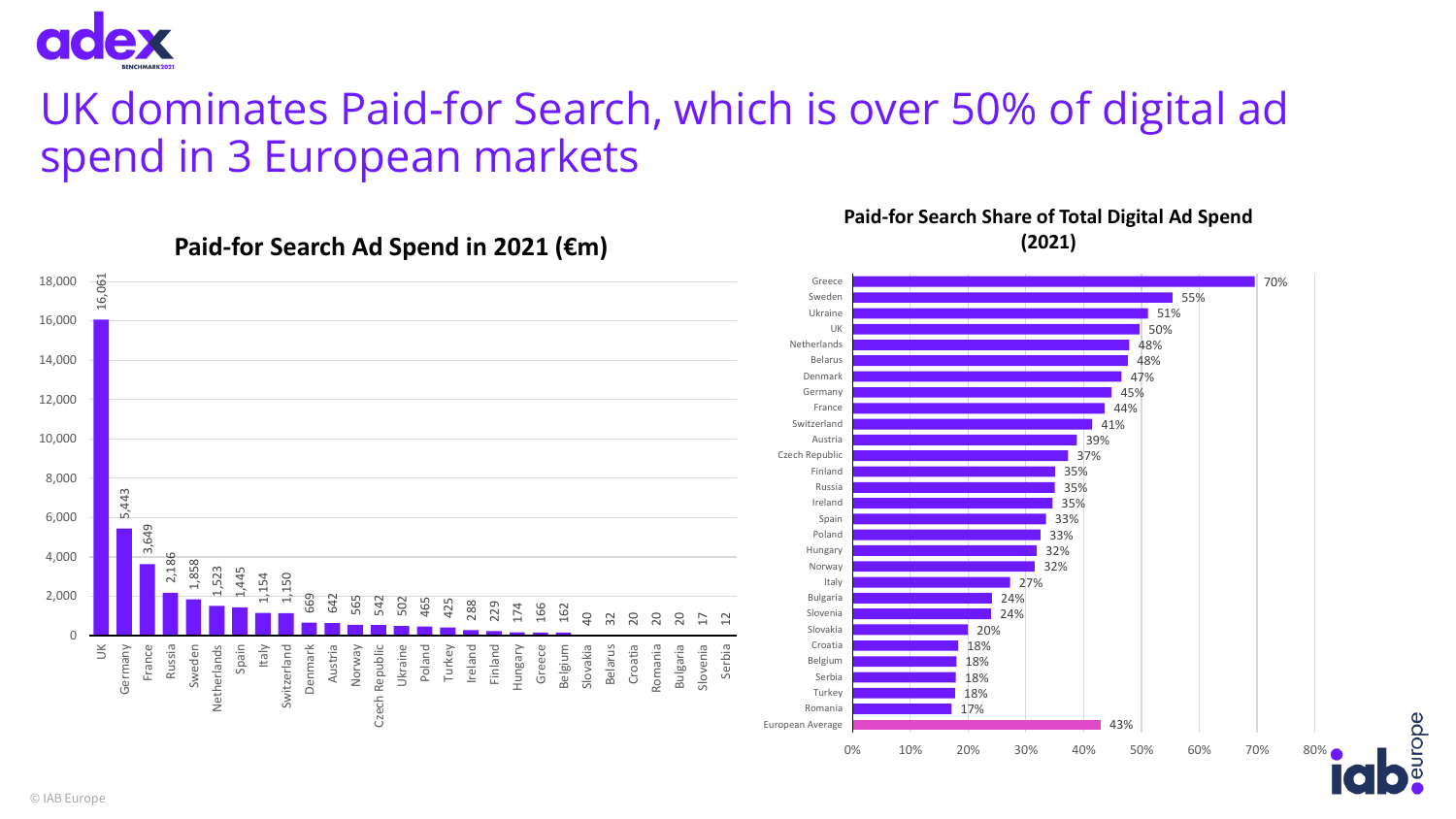# UK dominates Paid-for Search, which is over 50% of digital ad spend in 3 European markets

**Paid-for Search Ad Spend in 2021 (€m)**

| Country | €m |
|---|---|
| UK | 16,061 |
| Germany | 5,443 |
| France | 3,649 |
| Russia | 2,186 |
| Sweden | 1,858 |
| Netherlands | 1,523 |
| Spain | 1,445 |
| Italy | 1,154 |
| Switzerland | 1,150 |
| Denmark | 669 |
| Austria | 642 |
| Norway | 565 |
| Czech Republic | 542 |
| Ukraine | 502 |
| Poland | 465 |
| Turkey | 425 |
| Ireland | 288 |
| Finland | 229 |
| Hungary | 174 |
| Greece | 166 |
| Belgium | 162 |
| Slovakia | 40 |
| Belarus | 32 |
| Croatia | 20 |
| Romania | 20 |
| Bulgaria | 20 |
| Slovenia | 17 |
| Serbia | 12 |

**Paid-for Search Share of Total Digital Ad Spend (2021)**

| Country | Share |
|---|---|
| Greece | 70% |
| Sweden | 55% |
| Ukraine | 51% |
| UK | 50% |
| Netherlands | 48% |
| Belarus | 48% |
| Denmark | 47% |
| Germany | 45% |
| France | 44% |
| Switzerland | 41% |
| Austria | 39% |
| Czech Republic | 37% |
| Finland | 35% |
| Russia | 35% |
| Ireland | 35% |
| Spain | 33% |
| Poland | 33% |
| Hungary | 32% |
| Norway | 32% |
| Italy | 27% |
| Bulgaria | 24% |
| Slovenia | 24% |
| Slovakia | 20% |
| Croatia | 18% |
| Belgium | 18% |
| Serbia | 18% |
| Turkey | 18% |
| Romania | 17% |
| European Average | 43% |

© IAB Europe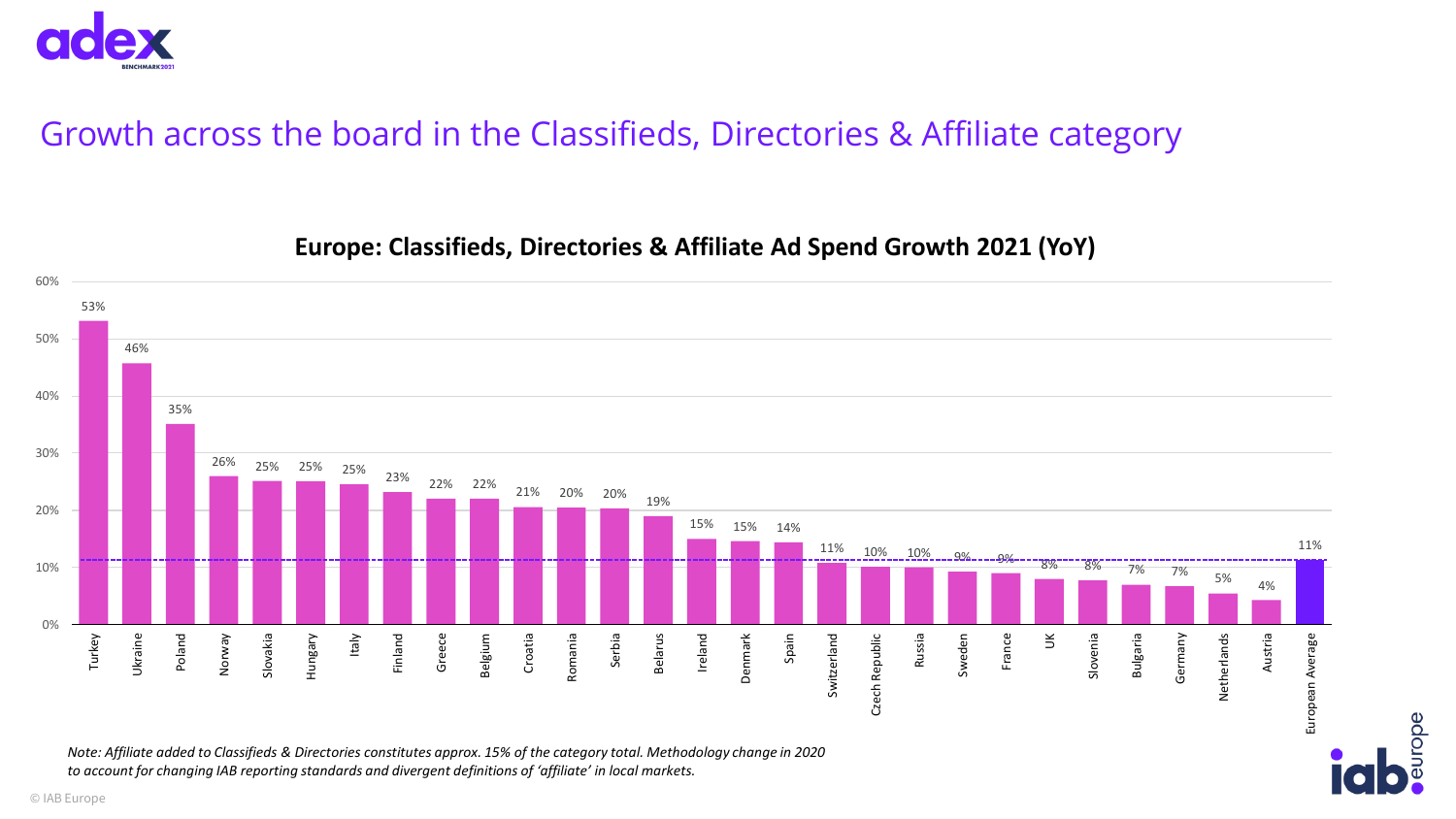# Growth across the board in the Classifieds, Directories & Affiliate category

**Europe: Classifieds, Directories & Affiliate Ad Spend Growth 2021 (YoY)**

| Country | Growth |
|---|---|
| Turkey | 53% |
| Ukraine | 46% |
| Poland | 35% |
| Norway | 26% |
| Slovakia | 25% |
| Hungary | 25% |
| Italy | 25% |
| Finland | 23% |
| Greece | 22% |
| Belgium | 22% |
| Croatia | 21% |
| Romania | 20% |
| Serbia | 20% |
| Belarus | 19% |
| Ireland | 15% |
| Denmark | 15% |
| Spain | 14% |
| Switzerland | 11% |
| Czech Republic | 10% |
| Russia | 10% |
| Sweden | 9% |
| France | 9% |
| UK | 8% |
| Slovenia | 8% |
| Bulgaria | 7% |
| Germany | 7% |
| Netherlands | 5% |
| Austria | 4% |
| European Average | 11% |

*Note: Affiliate added to Classifieds & Directories constitutes approx. 15% of the category total. Methodology change in 2020 to account for changing IAB reporting standards and divergent definitions of 'affiliate' in local markets.*

© IAB Europe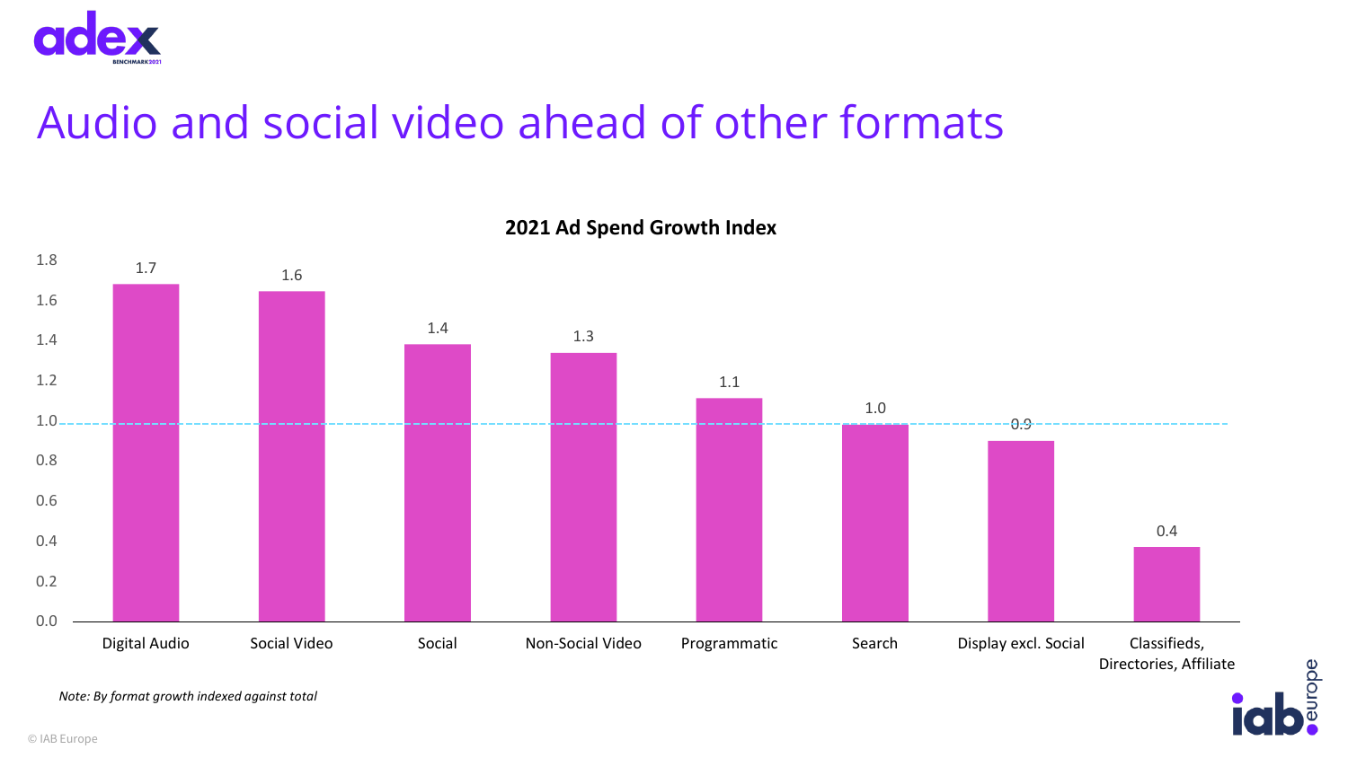# Audio and social video ahead of other formats

**2021 Ad Spend Growth Index**

| Format | Index |
|---|---|
| Digital Audio | 1.7 |
| Social Video | 1.6 |
| Social | 1.4 |
| Non-Social Video | 1.3 |
| Programmatic | 1.1 |
| Search | 1.0 |
| Display excl. Social | 0.9 |
| Classifieds, Directories, Affiliate | 0.4 |

*Note: By format growth indexed against total*

© IAB Europe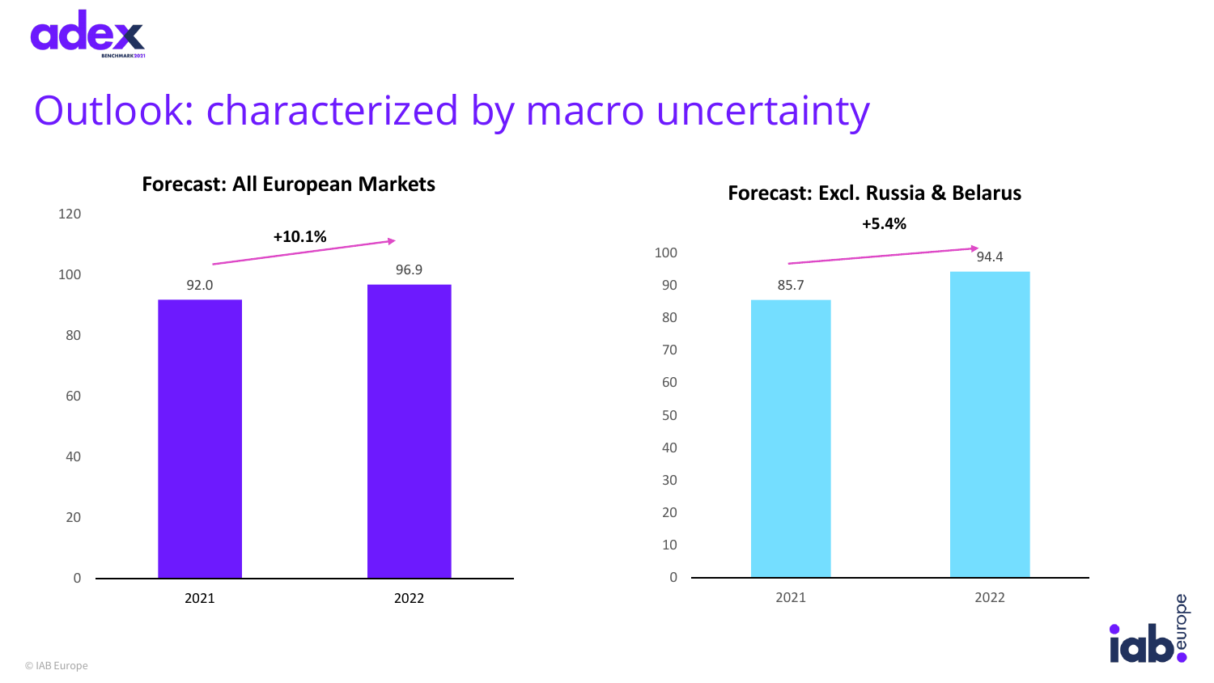# Outlook: characterized by macro uncertainty

**Forecast: All European Markets**

| Year | Value |
|---|---|
| 2021 | 92.0 |
| 2022 | 96.9 |

**+10.1%**

**Forecast: Excl. Russia & Belarus**

| Year | Value |
|---|---|
| 2021 | 85.7 |
| 2022 | 94.4 |

**+5.4%**

© IAB Europe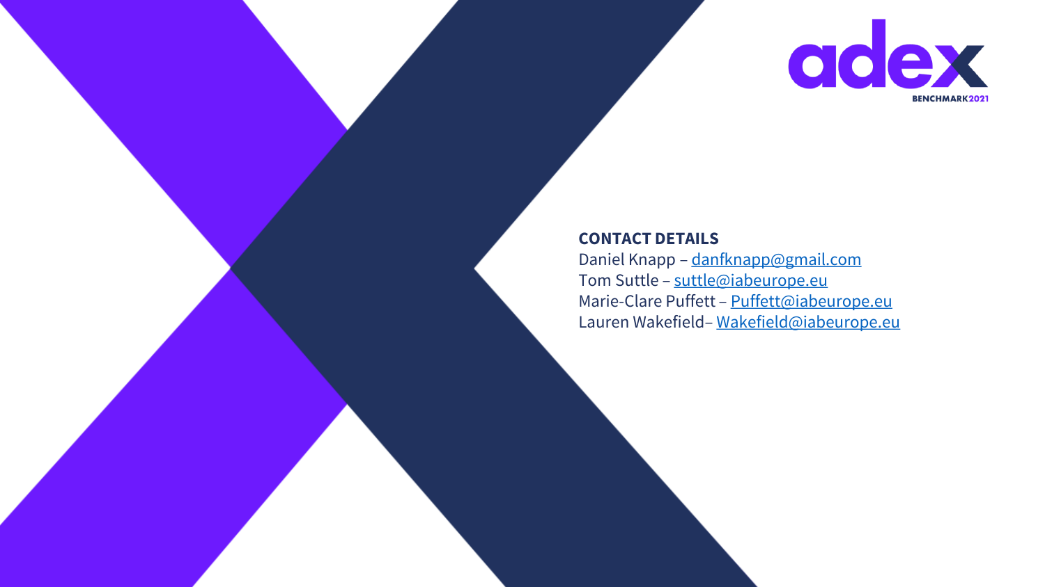adex

BENCHMARK2021

**CONTACT DETAILS**

Daniel Knapp – danfknapp@gmail.com
Tom Suttle – suttle@iabeurope.eu
Marie-Clare Puffett – Puffett@iabeurope.eu
Lauren Wakefield– Wakefield@iabeurope.eu